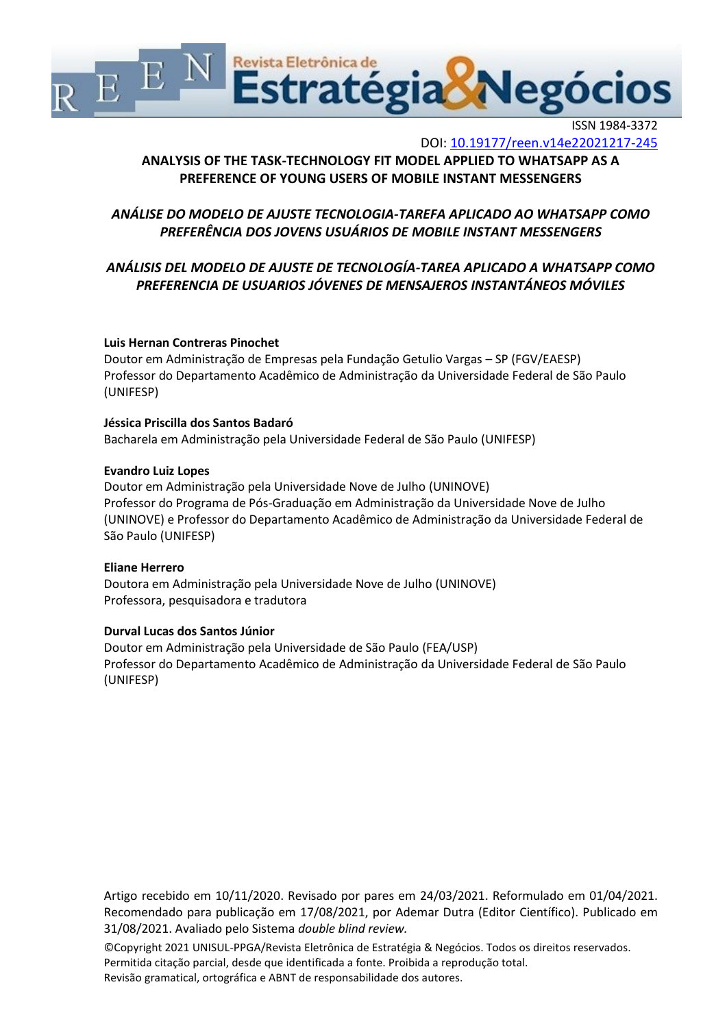ISSN 1984-3372

DOI: 10.19177/reen.v14e22021217-245

# ANALYSIS OF THE TASK-TECHNOLOGY FIT MODEL APPLIED TO WHATSAPP AS A PREFERENCE OF YOUNG USERS OF MOBILE INSTANT MESSENGERS

## *ANÁLISE DO MODELO DE AJUSTE TECNOLOGIA-TAREFA APLICADO AO WHATSAPP COMO PREFERÊNCIA DOS JOVENS USUÁRIOS DE MOBILE INSTANT MESSENGERS*

## *ANÁLISIS DEL MODELO DE AJUSTE DE TECNOLOGÍA-TAREA APLICADO A WHATSAPP COMO PREFERENCIA DE USUARIOS JÓVENES DE MENSAJEROS INSTANTÁNEOS MÓVILES*

**Luis Hernan Contreras Pinochet**
Doutor em Administração de Empresas pela Fundação Getulio Vargas – SP (FGV/EAESP)
Professor do Departamento Acadêmico de Administração da Universidade Federal de São Paulo (UNIFESP)

**Jéssica Priscilla dos Santos Badaró**
Bacharela em Administração pela Universidade Federal de São Paulo (UNIFESP)

**Evandro Luiz Lopes**
Doutor em Administração pela Universidade Nove de Julho (UNINOVE)
Professor do Programa de Pós-Graduação em Administração da Universidade Nove de Julho (UNINOVE) e Professor do Departamento Acadêmico de Administração da Universidade Federal de São Paulo (UNIFESP)

**Eliane Herrero**
Doutora em Administração pela Universidade Nove de Julho (UNINOVE)
Professora, pesquisadora e tradutora

**Durval Lucas dos Santos Júnior**
Doutor em Administração pela Universidade de São Paulo (FEA/USP)
Professor do Departamento Acadêmico de Administração da Universidade Federal de São Paulo (UNIFESP)

Artigo recebido em 10/11/2020. Revisado por pares em 24/03/2021. Reformulado em 01/04/2021. Recomendado para publicação em 17/08/2021, por Ademar Dutra (Editor Científico). Publicado em 31/08/2021. Avaliado pelo Sistema *double blind review.*

©Copyright 2021 UNISUL-PPGA/Revista Eletrônica de Estratégia & Negócios. Todos os direitos reservados. Permitida citação parcial, desde que identificada a fonte. Proibida a reprodução total.
Revisão gramatical, ortográfica e ABNT de responsabilidade dos autores.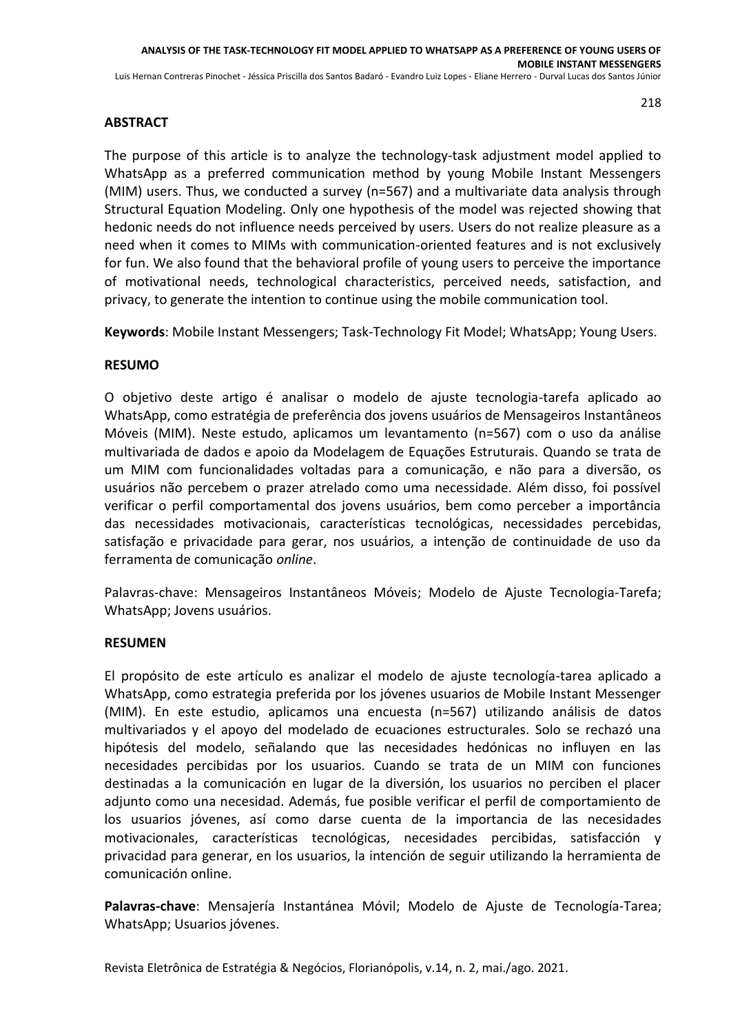## ABSTRACT

The purpose of this article is to analyze the technology-task adjustment model applied to WhatsApp as a preferred communication method by young Mobile Instant Messengers (MIM) users. Thus, we conducted a survey (n=567) and a multivariate data analysis through Structural Equation Modeling. Only one hypothesis of the model was rejected showing that hedonic needs do not influence needs perceived by users. Users do not realize pleasure as a need when it comes to MIMs with communication-oriented features and is not exclusively for fun. We also found that the behavioral profile of young users to perceive the importance of motivational needs, technological characteristics, perceived needs, satisfaction, and privacy, to generate the intention to continue using the mobile communication tool.

**Keywords**: Mobile Instant Messengers; Task-Technology Fit Model; WhatsApp; Young Users.

## RESUMO

O objetivo deste artigo é analisar o modelo de ajuste tecnologia-tarefa aplicado ao WhatsApp, como estratégia de preferência dos jovens usuários de Mensageiros Instantâneos Móveis (MIM). Neste estudo, aplicamos um levantamento (n=567) com o uso da análise multivariada de dados e apoio da Modelagem de Equações Estruturais. Quando se trata de um MIM com funcionalidades voltadas para a comunicação, e não para a diversão, os usuários não percebem o prazer atrelado como uma necessidade. Além disso, foi possível verificar o perfil comportamental dos jovens usuários, bem como perceber a importância das necessidades motivacionais, características tecnológicas, necessidades percebidas, satisfação e privacidade para gerar, nos usuários, a intenção de continuidade de uso da ferramenta de comunicação *online*.

Palavras-chave: Mensageiros Instantâneos Móveis; Modelo de Ajuste Tecnologia-Tarefa; WhatsApp; Jovens usuários.

## RESUMEN

El propósito de este artículo es analizar el modelo de ajuste tecnología-tarea aplicado a WhatsApp, como estrategia preferida por los jóvenes usuarios de Mobile Instant Messenger (MIM). En este estudio, aplicamos una encuesta (n=567) utilizando análisis de datos multivariados y el apoyo del modelado de ecuaciones estructurales. Solo se rechazó una hipótesis del modelo, señalando que las necesidades hedónicas no influyen en las necesidades percibidas por los usuarios. Cuando se trata de un MIM con funciones destinadas a la comunicación en lugar de la diversión, los usuarios no perciben el placer adjunto como una necesidad. Además, fue posible verificar el perfil de comportamiento de los usuarios jóvenes, así como darse cuenta de la importancia de las necesidades motivacionales, características tecnológicas, necesidades percibidas, satisfacción y privacidad para generar, en los usuarios, la intención de seguir utilizando la herramienta de comunicación online.

**Palavras-chave**: Mensajería Instantánea Móvil; Modelo de Ajuste de Tecnología-Tarea; WhatsApp; Usuarios jóvenes.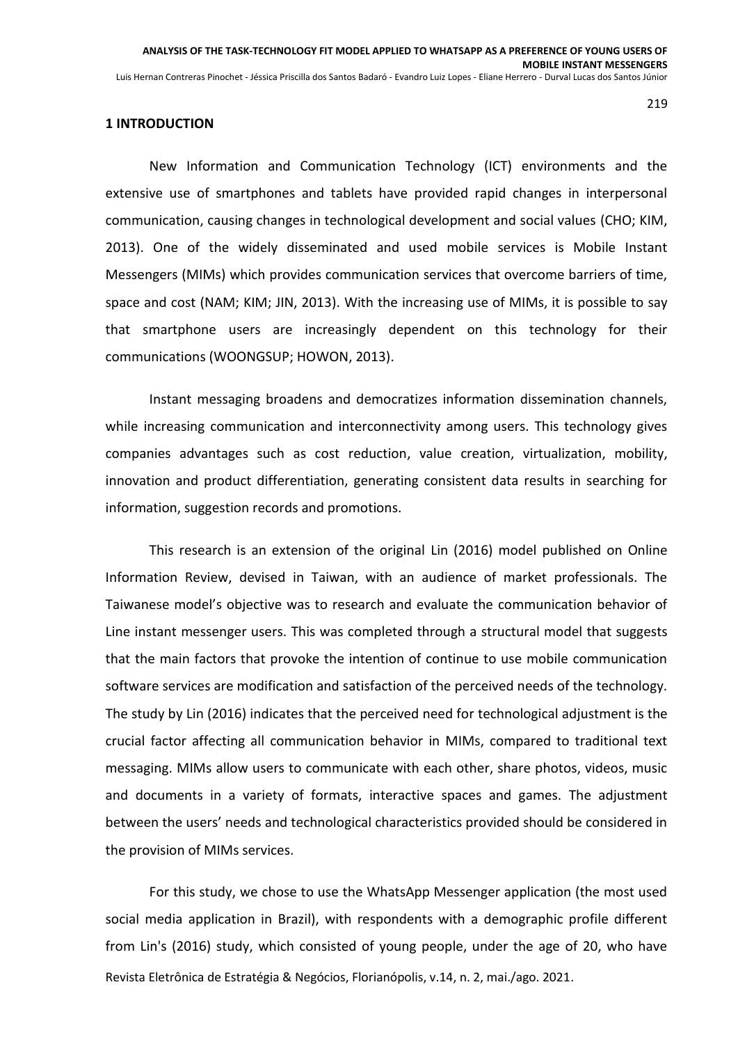## 1 INTRODUCTION

New Information and Communication Technology (ICT) environments and the extensive use of smartphones and tablets have provided rapid changes in interpersonal communication, causing changes in technological development and social values (CHO; KIM, 2013). One of the widely disseminated and used mobile services is Mobile Instant Messengers (MIMs) which provides communication services that overcome barriers of time, space and cost (NAM; KIM; JIN, 2013). With the increasing use of MIMs, it is possible to say that smartphone users are increasingly dependent on this technology for their communications (WOONGSUP; HOWON, 2013).

Instant messaging broadens and democratizes information dissemination channels, while increasing communication and interconnectivity among users. This technology gives companies advantages such as cost reduction, value creation, virtualization, mobility, innovation and product differentiation, generating consistent data results in searching for information, suggestion records and promotions.

This research is an extension of the original Lin (2016) model published on Online Information Review, devised in Taiwan, with an audience of market professionals. The Taiwanese model's objective was to research and evaluate the communication behavior of Line instant messenger users. This was completed through a structural model that suggests that the main factors that provoke the intention of continue to use mobile communication software services are modification and satisfaction of the perceived needs of the technology. The study by Lin (2016) indicates that the perceived need for technological adjustment is the crucial factor affecting all communication behavior in MIMs, compared to traditional text messaging. MIMs allow users to communicate with each other, share photos, videos, music and documents in a variety of formats, interactive spaces and games. The adjustment between the users' needs and technological characteristics provided should be considered in the provision of MIMs services.

For this study, we chose to use the WhatsApp Messenger application (the most used social media application in Brazil), with respondents with a demographic profile different from Lin's (2016) study, which consisted of young people, under the age of 20, who have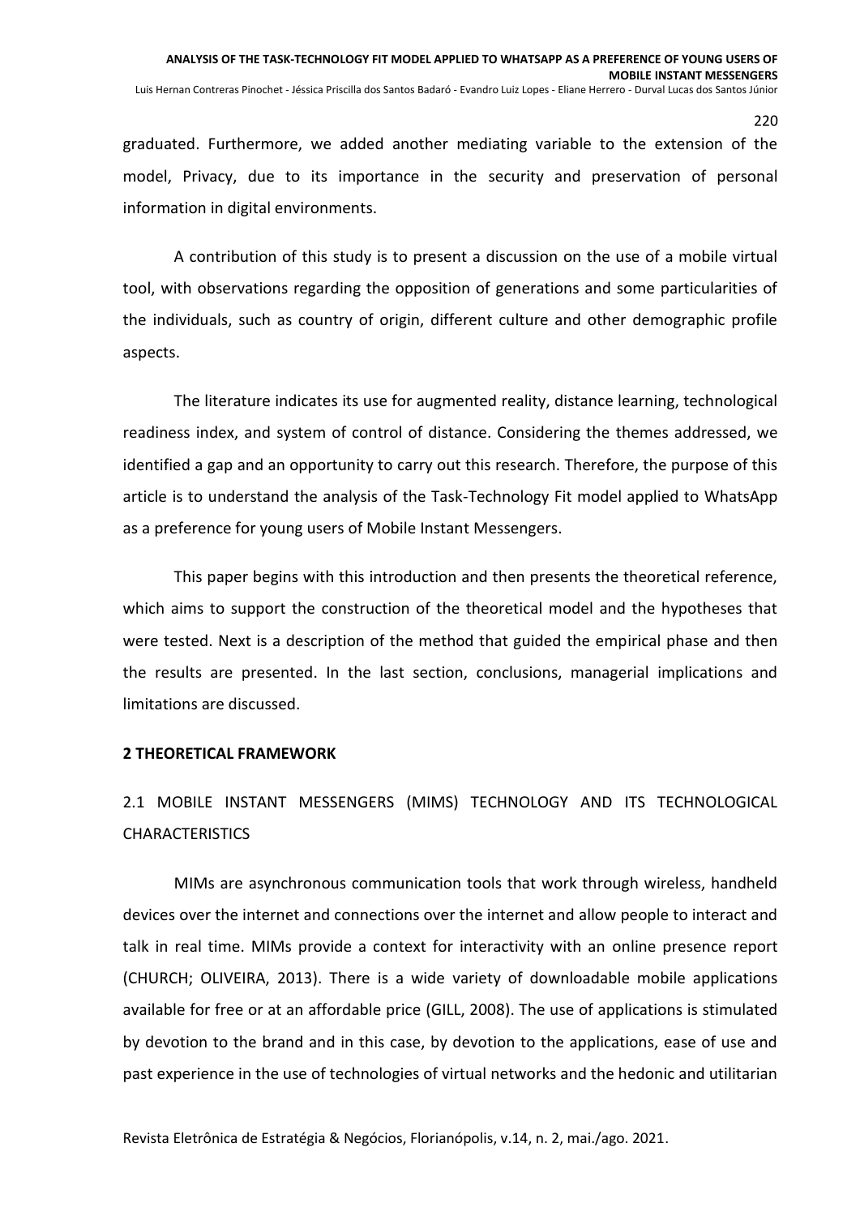graduated. Furthermore, we added another mediating variable to the extension of the model, Privacy, due to its importance in the security and preservation of personal information in digital environments.

A contribution of this study is to present a discussion on the use of a mobile virtual tool, with observations regarding the opposition of generations and some particularities of the individuals, such as country of origin, different culture and other demographic profile aspects.

The literature indicates its use for augmented reality, distance learning, technological readiness index, and system of control of distance. Considering the themes addressed, we identified a gap and an opportunity to carry out this research. Therefore, the purpose of this article is to understand the analysis of the Task-Technology Fit model applied to WhatsApp as a preference for young users of Mobile Instant Messengers.

This paper begins with this introduction and then presents the theoretical reference, which aims to support the construction of the theoretical model and the hypotheses that were tested. Next is a description of the method that guided the empirical phase and then the results are presented. In the last section, conclusions, managerial implications and limitations are discussed.

## 2 THEORETICAL FRAMEWORK

### 2.1 MOBILE INSTANT MESSENGERS (MIMS) TECHNOLOGY AND ITS TECHNOLOGICAL CHARACTERISTICS

MIMs are asynchronous communication tools that work through wireless, handheld devices over the internet and connections over the internet and allow people to interact and talk in real time. MIMs provide a context for interactivity with an online presence report (CHURCH; OLIVEIRA, 2013). There is a wide variety of downloadable mobile applications available for free or at an affordable price (GILL, 2008). The use of applications is stimulated by devotion to the brand and in this case, by devotion to the applications, ease of use and past experience in the use of technologies of virtual networks and the hedonic and utilitarian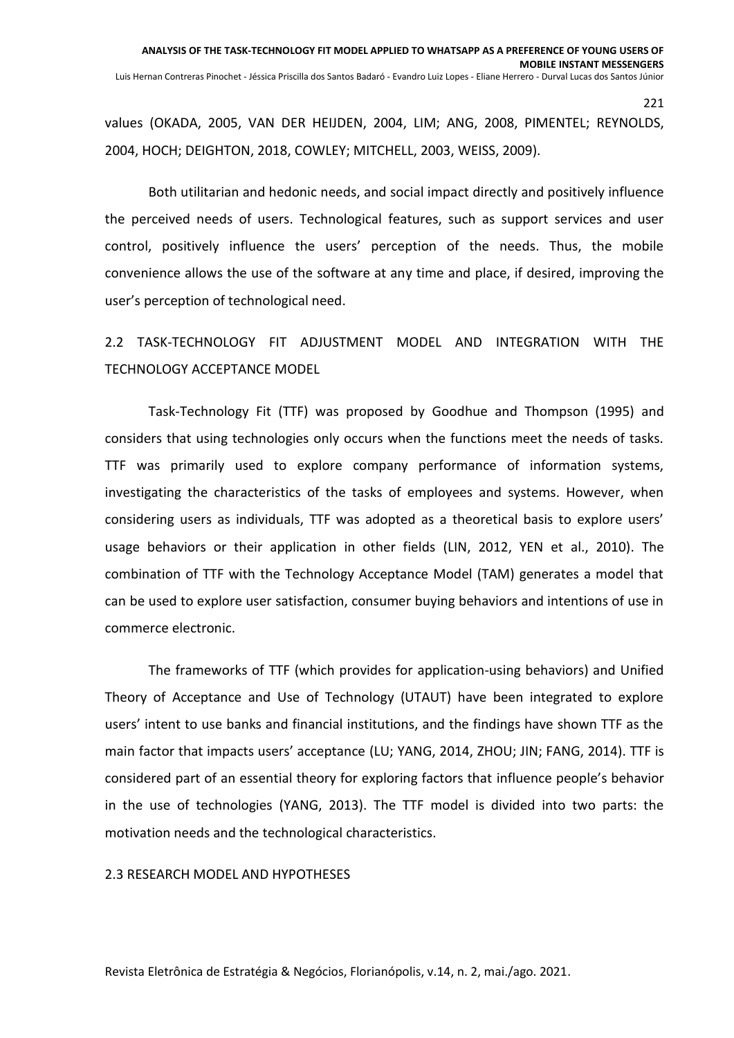values (OKADA, 2005, VAN DER HEIJDEN, 2004, LIM; ANG, 2008, PIMENTEL; REYNOLDS, 2004, HOCH; DEIGHTON, 2018, COWLEY; MITCHELL, 2003, WEISS, 2009).

Both utilitarian and hedonic needs, and social impact directly and positively influence the perceived needs of users. Technological features, such as support services and user control, positively influence the users' perception of the needs. Thus, the mobile convenience allows the use of the software at any time and place, if desired, improving the user's perception of technological need.

## 2.2 TASK-TECHNOLOGY FIT ADJUSTMENT MODEL AND INTEGRATION WITH THE TECHNOLOGY ACCEPTANCE MODEL

Task-Technology Fit (TTF) was proposed by Goodhue and Thompson (1995) and considers that using technologies only occurs when the functions meet the needs of tasks. TTF was primarily used to explore company performance of information systems, investigating the characteristics of the tasks of employees and systems. However, when considering users as individuals, TTF was adopted as a theoretical basis to explore users' usage behaviors or their application in other fields (LIN, 2012, YEN et al., 2010). The combination of TTF with the Technology Acceptance Model (TAM) generates a model that can be used to explore user satisfaction, consumer buying behaviors and intentions of use in commerce electronic.

The frameworks of TTF (which provides for application-using behaviors) and Unified Theory of Acceptance and Use of Technology (UTAUT) have been integrated to explore users' intent to use banks and financial institutions, and the findings have shown TTF as the main factor that impacts users' acceptance (LU; YANG, 2014, ZHOU; JIN; FANG, 2014). TTF is considered part of an essential theory for exploring factors that influence people's behavior in the use of technologies (YANG, 2013). The TTF model is divided into two parts: the motivation needs and the technological characteristics.

## 2.3 RESEARCH MODEL AND HYPOTHESES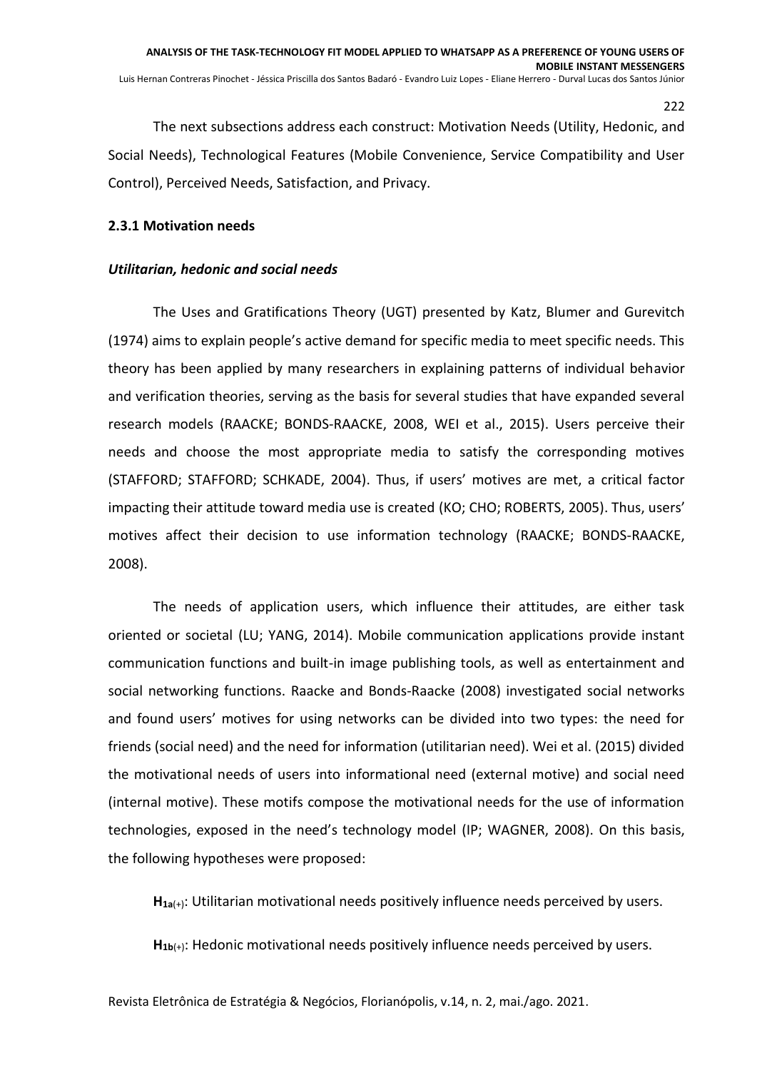The next subsections address each construct: Motivation Needs (Utility, Hedonic, and Social Needs), Technological Features (Mobile Convenience, Service Compatibility and User Control), Perceived Needs, Satisfaction, and Privacy.

### 2.3.1 Motivation needs

#### *Utilitarian, hedonic and social needs*

The Uses and Gratifications Theory (UGT) presented by Katz, Blumer and Gurevitch (1974) aims to explain people's active demand for specific media to meet specific needs. This theory has been applied by many researchers in explaining patterns of individual behavior and verification theories, serving as the basis for several studies that have expanded several research models (RAACKE; BONDS-RAACKE, 2008, WEI et al., 2015). Users perceive their needs and choose the most appropriate media to satisfy the corresponding motives (STAFFORD; STAFFORD; SCHKADE, 2004). Thus, if users' motives are met, a critical factor impacting their attitude toward media use is created (KO; CHO; ROBERTS, 2005). Thus, users' motives affect their decision to use information technology (RAACKE; BONDS-RAACKE, 2008).

The needs of application users, which influence their attitudes, are either task oriented or societal (LU; YANG, 2014). Mobile communication applications provide instant communication functions and built-in image publishing tools, as well as entertainment and social networking functions. Raacke and Bonds-Raacke (2008) investigated social networks and found users' motives for using networks can be divided into two types: the need for friends (social need) and the need for information (utilitarian need). Wei et al. (2015) divided the motivational needs of users into informational need (external motive) and social need (internal motive). These motifs compose the motivational needs for the use of information technologies, exposed in the need's technology model (IP; WAGNER, 2008). On this basis, the following hypotheses were proposed:

**$H_{1a(+)}$**: Utilitarian motivational needs positively influence needs perceived by users.

**$H_{1b(+)}$**: Hedonic motivational needs positively influence needs perceived by users.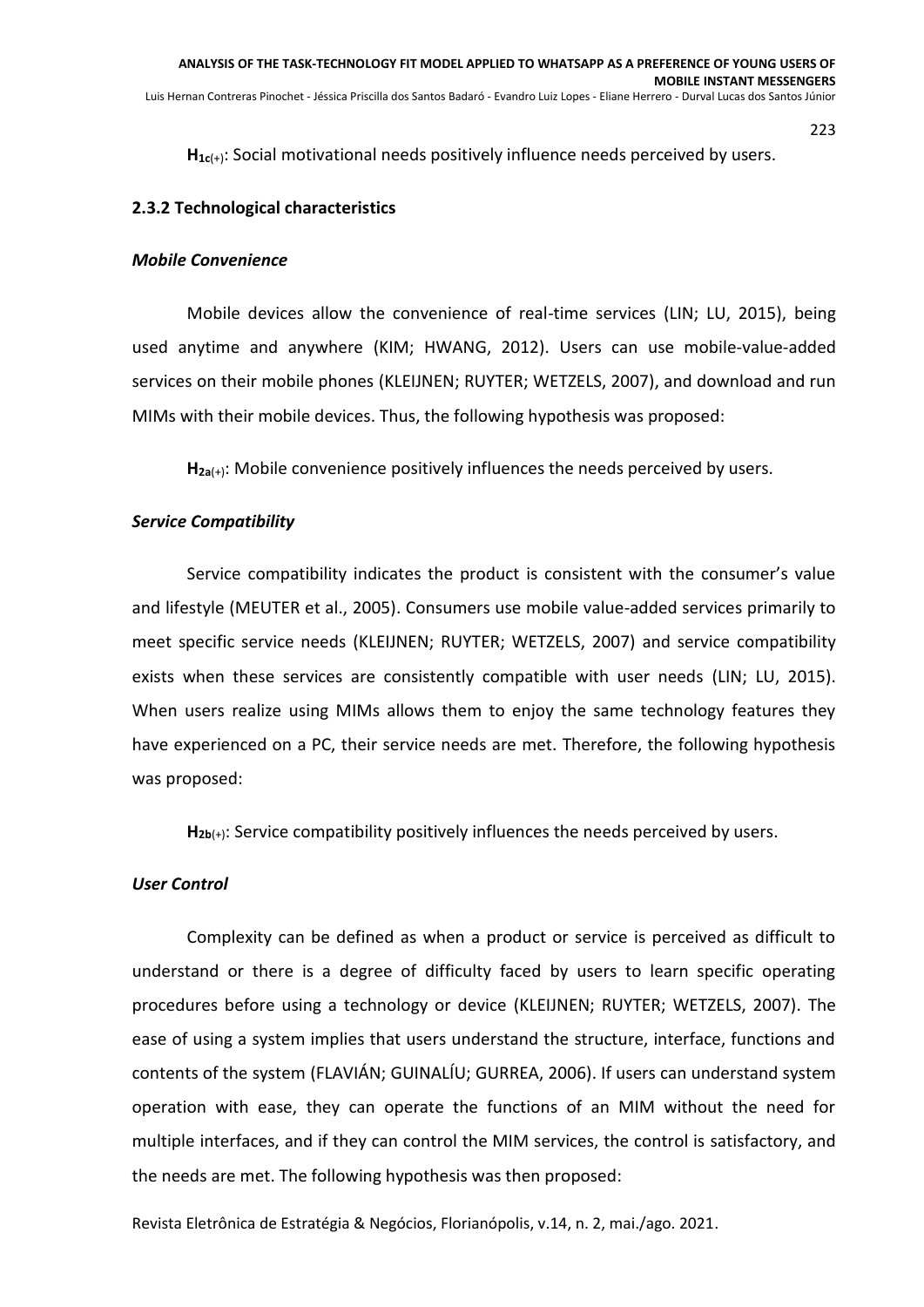**$H_{1c(+)}$**: Social motivational needs positively influence needs perceived by users.

### 2.3.2 Technological characteristics

#### *Mobile Convenience*

Mobile devices allow the convenience of real-time services (LIN; LU, 2015), being used anytime and anywhere (KIM; HWANG, 2012). Users can use mobile-value-added services on their mobile phones (KLEIJNEN; RUYTER; WETZELS, 2007), and download and run MIMs with their mobile devices. Thus, the following hypothesis was proposed:

**$H_{2a(+)}$**: Mobile convenience positively influences the needs perceived by users.

#### *Service Compatibility*

Service compatibility indicates the product is consistent with the consumer's value and lifestyle (MEUTER et al., 2005). Consumers use mobile value-added services primarily to meet specific service needs (KLEIJNEN; RUYTER; WETZELS, 2007) and service compatibility exists when these services are consistently compatible with user needs (LIN; LU, 2015). When users realize using MIMs allows them to enjoy the same technology features they have experienced on a PC, their service needs are met. Therefore, the following hypothesis was proposed:

**$H_{2b(+)}$**: Service compatibility positively influences the needs perceived by users.

#### *User Control*

Complexity can be defined as when a product or service is perceived as difficult to understand or there is a degree of difficulty faced by users to learn specific operating procedures before using a technology or device (KLEIJNEN; RUYTER; WETZELS, 2007). The ease of using a system implies that users understand the structure, interface, functions and contents of the system (FLAVIÁN; GUINALÍU; GURREA, 2006). If users can understand system operation with ease, they can operate the functions of an MIM without the need for multiple interfaces, and if they can control the MIM services, the control is satisfactory, and the needs are met. The following hypothesis was then proposed: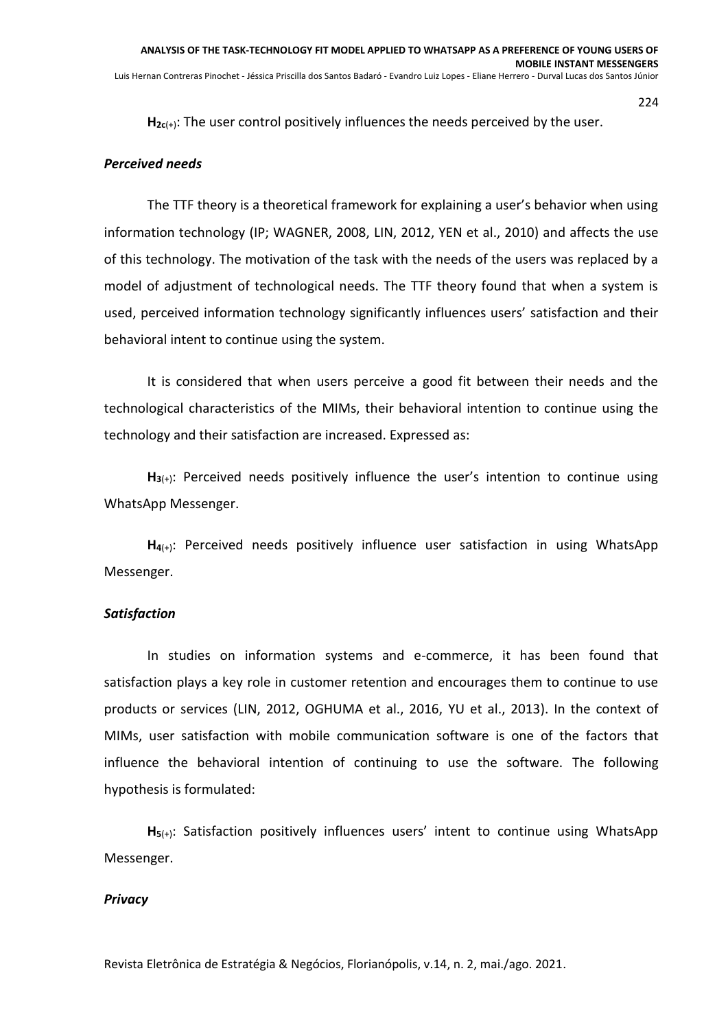**$H_{2c(+)}$**: The user control positively influences the needs perceived by the user.

### *Perceived needs*

The TTF theory is a theoretical framework for explaining a user's behavior when using information technology (IP; WAGNER, 2008, LIN, 2012, YEN et al., 2010) and affects the use of this technology. The motivation of the task with the needs of the users was replaced by a model of adjustment of technological needs. The TTF theory found that when a system is used, perceived information technology significantly influences users' satisfaction and their behavioral intent to continue using the system.

It is considered that when users perceive a good fit between their needs and the technological characteristics of the MIMs, their behavioral intention to continue using the technology and their satisfaction are increased. Expressed as:

**$H_{3(+)}$**: Perceived needs positively influence the user's intention to continue using WhatsApp Messenger.

**$H_{4(+)}$**: Perceived needs positively influence user satisfaction in using WhatsApp Messenger.

### *Satisfaction*

In studies on information systems and e-commerce, it has been found that satisfaction plays a key role in customer retention and encourages them to continue to use products or services (LIN, 2012, OGHUMA et al., 2016, YU et al., 2013). In the context of MIMs, user satisfaction with mobile communication software is one of the factors that influence the behavioral intention of continuing to use the software. The following hypothesis is formulated:

**$H_{5(+)}$**: Satisfaction positively influences users' intent to continue using WhatsApp Messenger.

### *Privacy*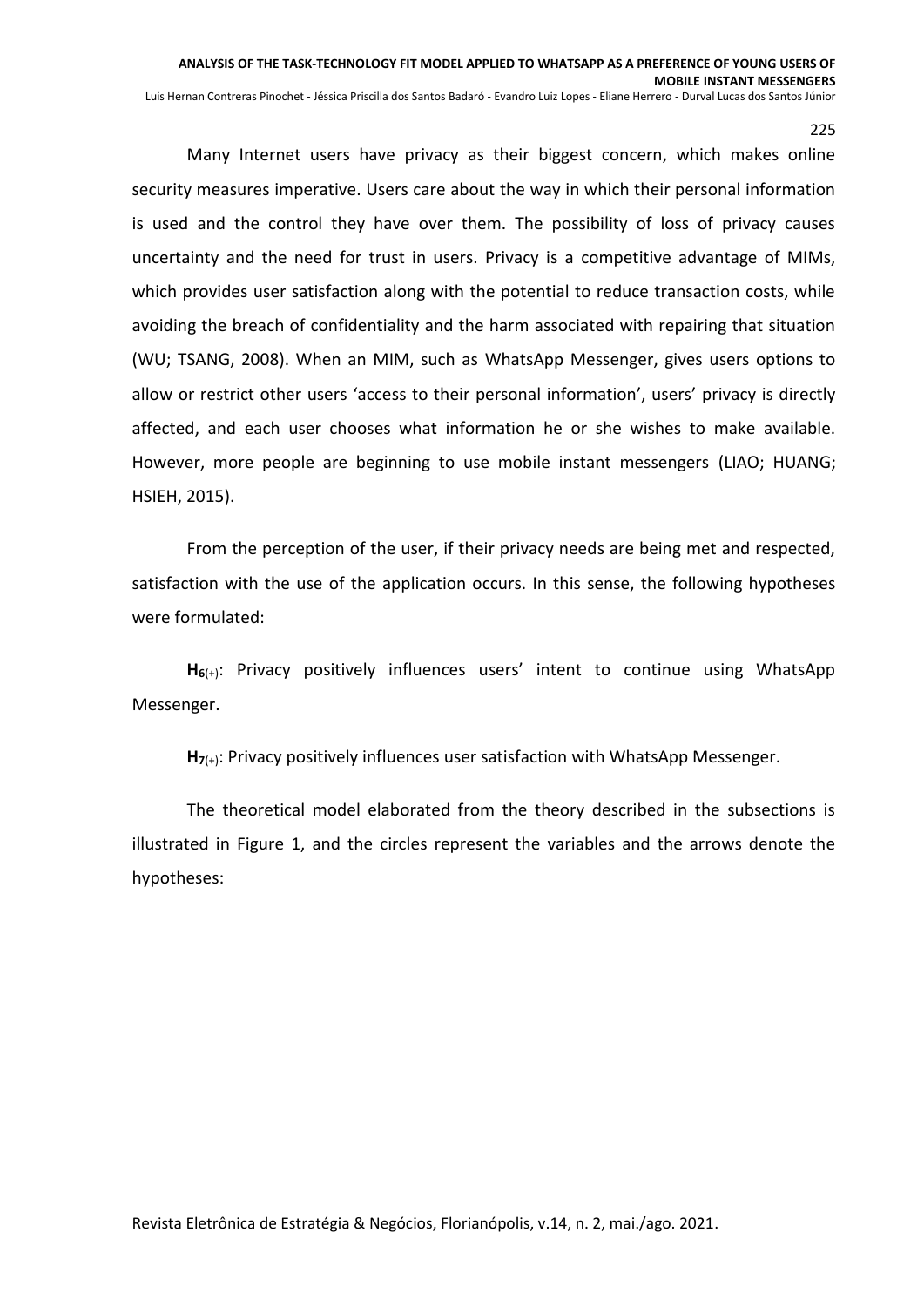Many Internet users have privacy as their biggest concern, which makes online security measures imperative. Users care about the way in which their personal information is used and the control they have over them. The possibility of loss of privacy causes uncertainty and the need for trust in users. Privacy is a competitive advantage of MIMs, which provides user satisfaction along with the potential to reduce transaction costs, while avoiding the breach of confidentiality and the harm associated with repairing that situation (WU; TSANG, 2008). When an MIM, such as WhatsApp Messenger, gives users options to allow or restrict other users 'access to their personal information', users' privacy is directly affected, and each user chooses what information he or she wishes to make available. However, more people are beginning to use mobile instant messengers (LIAO; HUANG; HSIEH, 2015).

From the perception of the user, if their privacy needs are being met and respected, satisfaction with the use of the application occurs. In this sense, the following hypotheses were formulated:

**$H_{6(+)}$**: Privacy positively influences users' intent to continue using WhatsApp Messenger.

**$H_{7(+)}$**: Privacy positively influences user satisfaction with WhatsApp Messenger.

The theoretical model elaborated from the theory described in the subsections is illustrated in Figure 1, and the circles represent the variables and the arrows denote the hypotheses: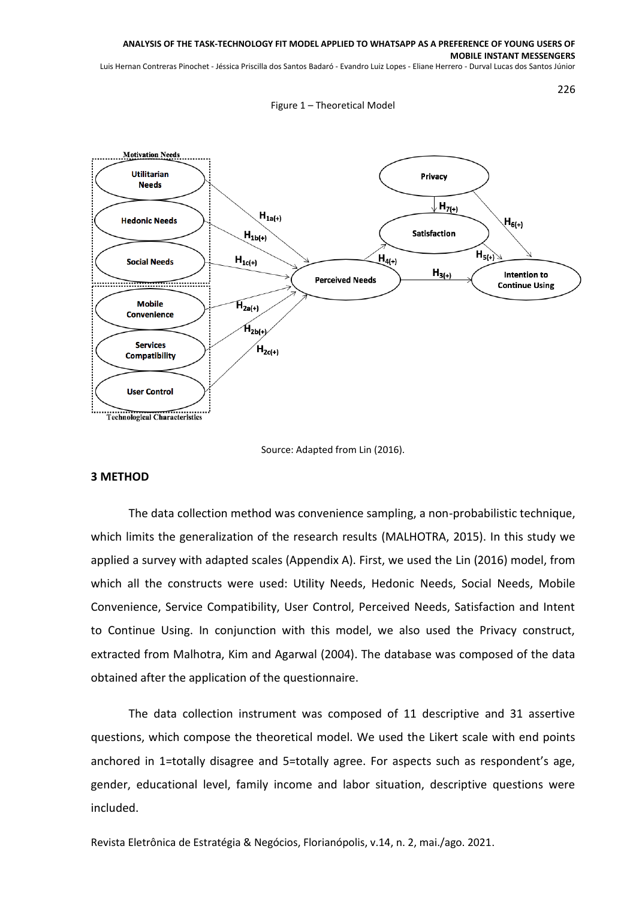Figure 1 – Theoretical Model

Source: Adapted from Lin (2016).

## 3 METHOD

The data collection method was convenience sampling, a non-probabilistic technique, which limits the generalization of the research results (MALHOTRA, 2015). In this study we applied a survey with adapted scales (Appendix A). First, we used the Lin (2016) model, from which all the constructs were used: Utility Needs, Hedonic Needs, Social Needs, Mobile Convenience, Service Compatibility, User Control, Perceived Needs, Satisfaction and Intent to Continue Using. In conjunction with this model, we also used the Privacy construct, extracted from Malhotra, Kim and Agarwal (2004). The database was composed of the data obtained after the application of the questionnaire.

The data collection instrument was composed of 11 descriptive and 31 assertive questions, which compose the theoretical model. We used the Likert scale with end points anchored in 1=totally disagree and 5=totally agree. For aspects such as respondent's age, gender, educational level, family income and labor situation, descriptive questions were included.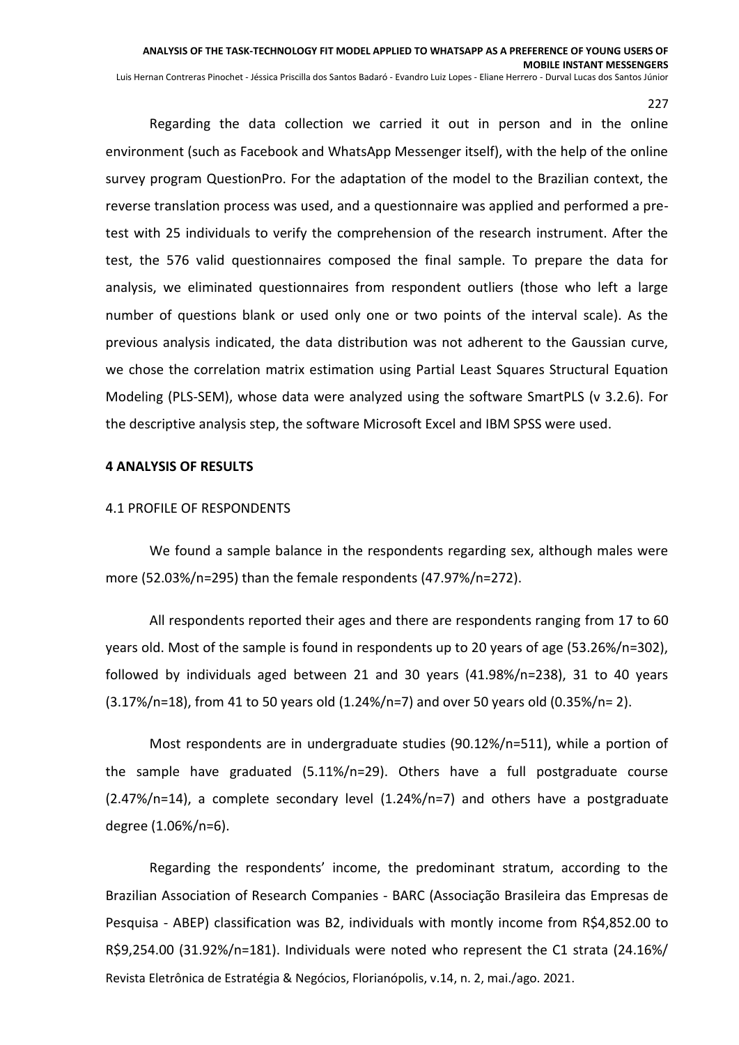Regarding the data collection we carried it out in person and in the online environment (such as Facebook and WhatsApp Messenger itself), with the help of the online survey program QuestionPro. For the adaptation of the model to the Brazilian context, the reverse translation process was used, and a questionnaire was applied and performed a pre-test with 25 individuals to verify the comprehension of the research instrument. After the test, the 576 valid questionnaires composed the final sample. To prepare the data for analysis, we eliminated questionnaires from respondent outliers (those who left a large number of questions blank or used only one or two points of the interval scale). As the previous analysis indicated, the data distribution was not adherent to the Gaussian curve, we chose the correlation matrix estimation using Partial Least Squares Structural Equation Modeling (PLS-SEM), whose data were analyzed using the software SmartPLS (v 3.2.6). For the descriptive analysis step, the software Microsoft Excel and IBM SPSS were used.

## 4 ANALYSIS OF RESULTS

### 4.1 PROFILE OF RESPONDENTS

We found a sample balance in the respondents regarding sex, although males were more (52.03%/n=295) than the female respondents (47.97%/n=272).

All respondents reported their ages and there are respondents ranging from 17 to 60 years old. Most of the sample is found in respondents up to 20 years of age (53.26%/n=302), followed by individuals aged between 21 and 30 years (41.98%/n=238), 31 to 40 years (3.17%/n=18), from 41 to 50 years old (1.24%/n=7) and over 50 years old (0.35%/n= 2).

Most respondents are in undergraduate studies (90.12%/n=511), while a portion of the sample have graduated (5.11%/n=29). Others have a full postgraduate course (2.47%/n=14), a complete secondary level (1.24%/n=7) and others have a postgraduate degree (1.06%/n=6).

Regarding the respondents' income, the predominant stratum, according to the Brazilian Association of Research Companies - BARC (Associação Brasileira das Empresas de Pesquisa - ABEP) classification was B2, individuals with montly income from R$4,852.00 to R$9,254.00 (31.92%/n=181). Individuals were noted who represent the C1 strata (24.16%/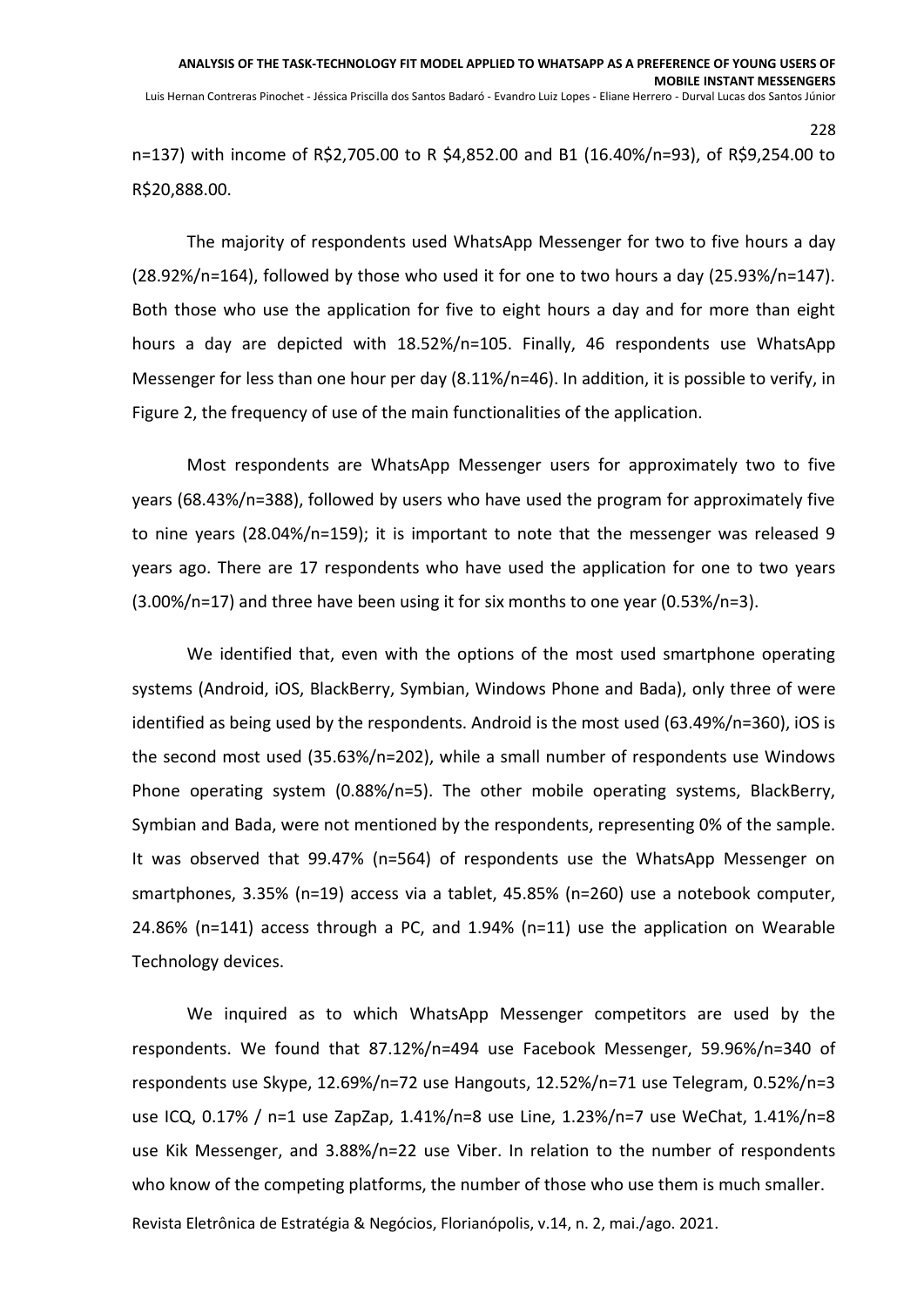n=137) with income of R$2,705.00 to R $4,852.00 and B1 (16.40%/n=93), of R$9,254.00 to R$20,888.00.

The majority of respondents used WhatsApp Messenger for two to five hours a day (28.92%/n=164), followed by those who used it for one to two hours a day (25.93%/n=147). Both those who use the application for five to eight hours a day and for more than eight hours a day are depicted with 18.52%/n=105. Finally, 46 respondents use WhatsApp Messenger for less than one hour per day (8.11%/n=46). In addition, it is possible to verify, in Figure 2, the frequency of use of the main functionalities of the application.

Most respondents are WhatsApp Messenger users for approximately two to five years (68.43%/n=388), followed by users who have used the program for approximately five to nine years (28.04%/n=159); it is important to note that the messenger was released 9 years ago. There are 17 respondents who have used the application for one to two years (3.00%/n=17) and three have been using it for six months to one year (0.53%/n=3).

We identified that, even with the options of the most used smartphone operating systems (Android, iOS, BlackBerry, Symbian, Windows Phone and Bada), only three of were identified as being used by the respondents. Android is the most used (63.49%/n=360), iOS is the second most used (35.63%/n=202), while a small number of respondents use Windows Phone operating system (0.88%/n=5). The other mobile operating systems, BlackBerry, Symbian and Bada, were not mentioned by the respondents, representing 0% of the sample. It was observed that 99.47% (n=564) of respondents use the WhatsApp Messenger on smartphones, 3.35% (n=19) access via a tablet, 45.85% (n=260) use a notebook computer, 24.86% (n=141) access through a PC, and 1.94% (n=11) use the application on Wearable Technology devices.

We inquired as to which WhatsApp Messenger competitors are used by the respondents. We found that 87.12%/n=494 use Facebook Messenger, 59.96%/n=340 of respondents use Skype, 12.69%/n=72 use Hangouts, 12.52%/n=71 use Telegram, 0.52%/n=3 use ICQ, 0.17% / n=1 use ZapZap, 1.41%/n=8 use Line, 1.23%/n=7 use WeChat, 1.41%/n=8 use Kik Messenger, and 3.88%/n=22 use Viber. In relation to the number of respondents who know of the competing platforms, the number of those who use them is much smaller.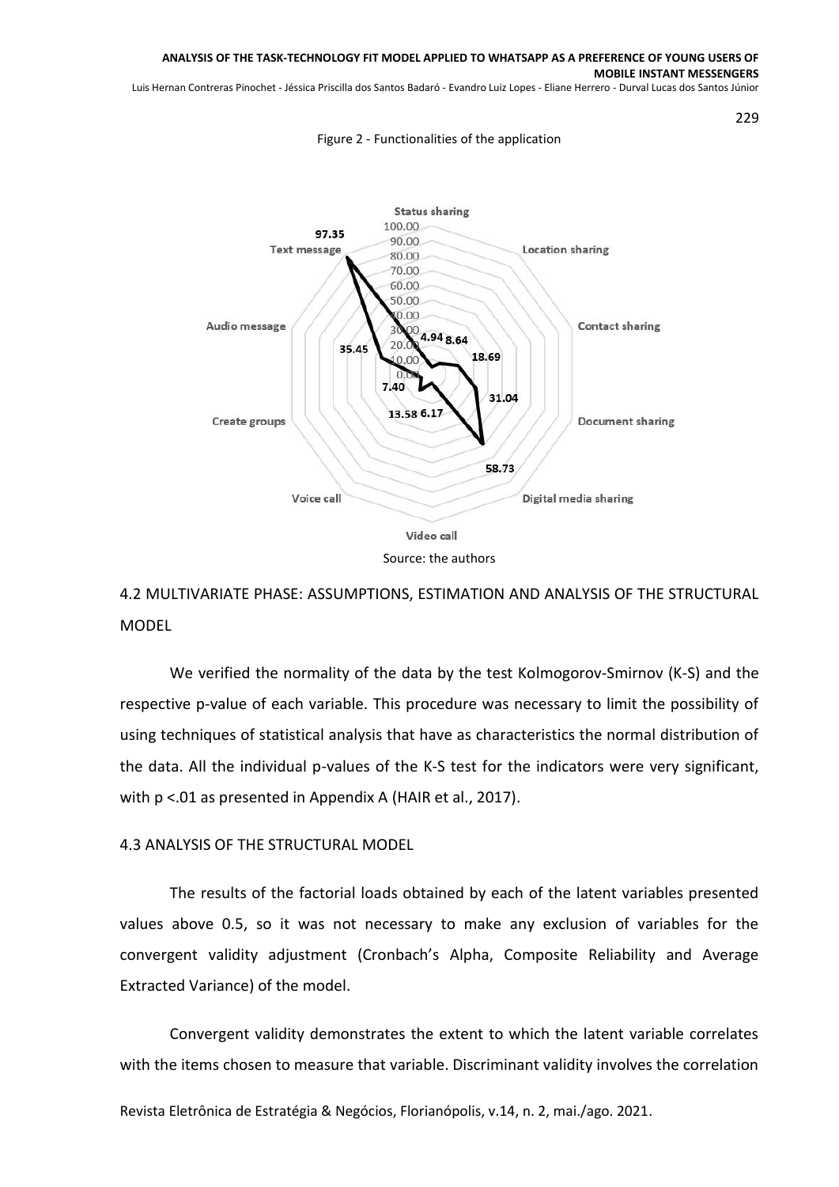Figure 2 - Functionalities of the application

Source: the authors

## 4.2 MULTIVARIATE PHASE: ASSUMPTIONS, ESTIMATION AND ANALYSIS OF THE STRUCTURAL MODEL

We verified the normality of the data by the test Kolmogorov-Smirnov (K-S) and the respective p-value of each variable. This procedure was necessary to limit the possibility of using techniques of statistical analysis that have as characteristics the normal distribution of the data. All the individual p-values of the K-S test for the indicators were very significant, with $p < .01$ as presented in Appendix A (HAIR et al., 2017).

## 4.3 ANALYSIS OF THE STRUCTURAL MODEL

The results of the factorial loads obtained by each of the latent variables presented values above 0.5, so it was not necessary to make any exclusion of variables for the convergent validity adjustment (Cronbach's Alpha, Composite Reliability and Average Extracted Variance) of the model.

Convergent validity demonstrates the extent to which the latent variable correlates with the items chosen to measure that variable. Discriminant validity involves the correlation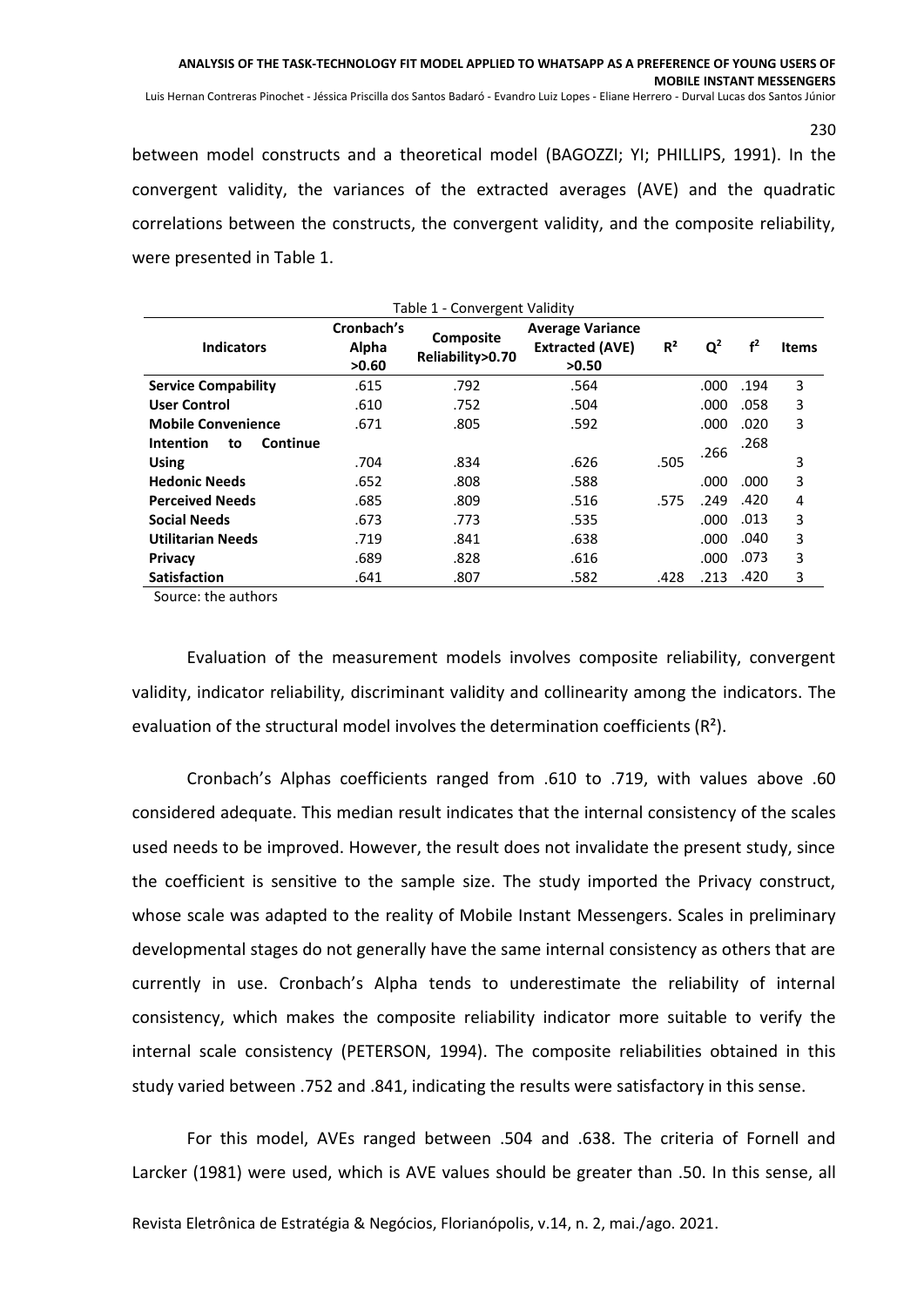between model constructs and a theoretical model (BAGOZZI; YI; PHILLIPS, 1991). In the convergent validity, the variances of the extracted averages (AVE) and the quadratic correlations between the constructs, the convergent validity, and the composite reliability, were presented in Table 1.

Table 1 - Convergent Validity

| Indicators | Cronbach's Alpha >0.60 | Composite Reliability>0.70 | Average Variance Extracted (AVE) >0.50 | $R^2$ | $Q^2$ | $f^2$ | Items |
|---|---|---|---|---|---|---|---|
| **Service Compability** | .615 | .792 | .564 | | .000 | .194 | 3 |
| **User Control** | .610 | .752 | .504 | | .000 | .058 | 3 |
| **Mobile Convenience** | .671 | .805 | .592 | | .000 | .020 | 3 |
| **Intention to Continue Using** | .704 | .834 | .626 | .505 | .266 | .268 | 3 |
| **Hedonic Needs** | .652 | .808 | .588 | | .000 | .000 | 3 |
| **Perceived Needs** | .685 | .809 | .516 | .575 | .249 | .420 | 4 |
| **Social Needs** | .673 | .773 | .535 | | .000 | .013 | 3 |
| **Utilitarian Needs** | .719 | .841 | .638 | | .000 | .040 | 3 |
| **Privacy** | .689 | .828 | .616 | | .000 | .073 | 3 |
| **Satisfaction** | .641 | .807 | .582 | .428 | .213 | .420 | 3 |

Source: the authors

Evaluation of the measurement models involves composite reliability, convergent validity, indicator reliability, discriminant validity and collinearity among the indicators. The evaluation of the structural model involves the determination coefficients ($R^2$).

Cronbach's Alphas coefficients ranged from .610 to .719, with values above .60 considered adequate. This median result indicates that the internal consistency of the scales used needs to be improved. However, the result does not invalidate the present study, since the coefficient is sensitive to the sample size. The study imported the Privacy construct, whose scale was adapted to the reality of Mobile Instant Messengers. Scales in preliminary developmental stages do not generally have the same internal consistency as others that are currently in use. Cronbach's Alpha tends to underestimate the reliability of internal consistency, which makes the composite reliability indicator more suitable to verify the internal scale consistency (PETERSON, 1994). The composite reliabilities obtained in this study varied between .752 and .841, indicating the results were satisfactory in this sense.

For this model, AVEs ranged between .504 and .638. The criteria of Fornell and Larcker (1981) were used, which is AVE values should be greater than .50. In this sense, all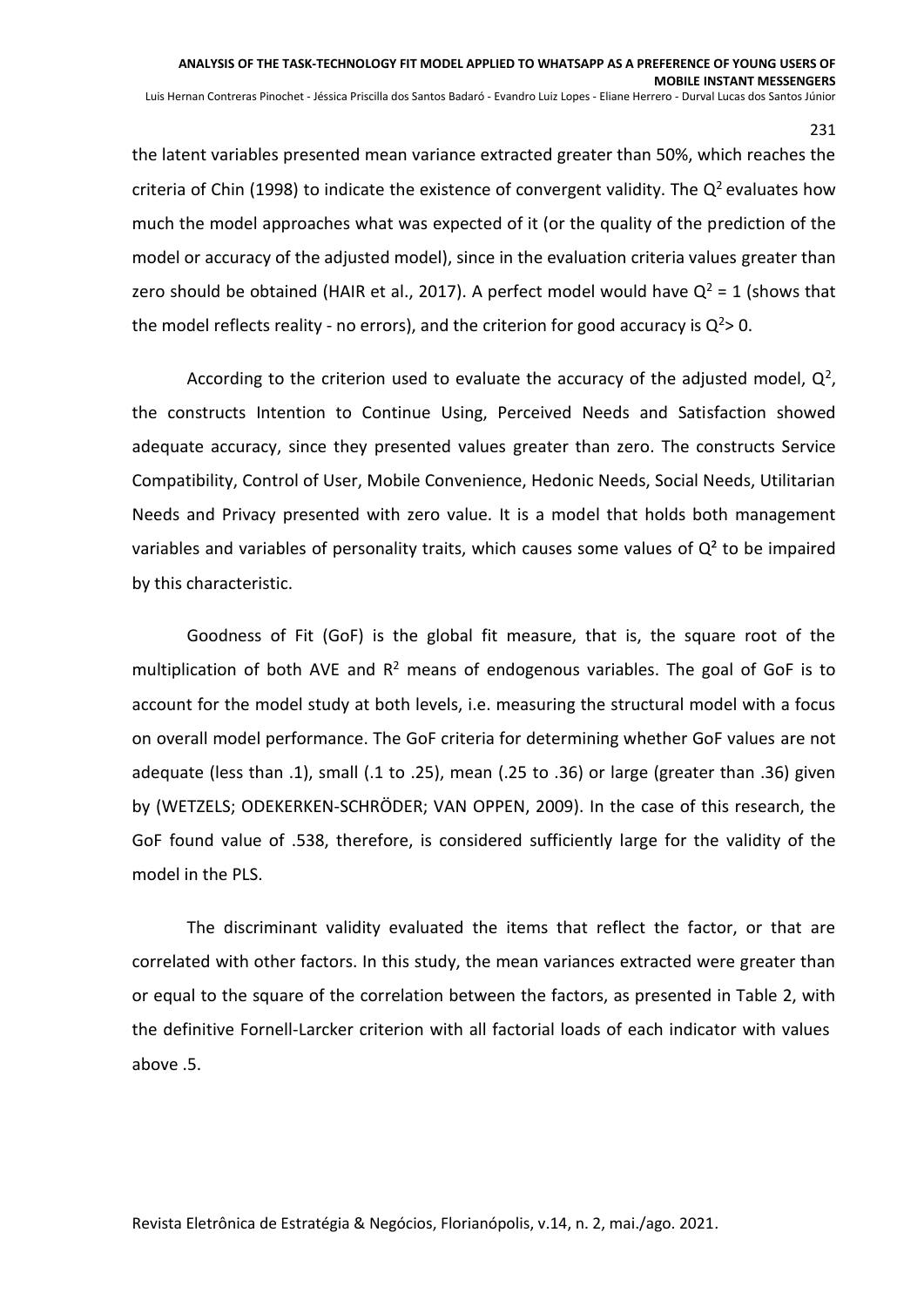the latent variables presented mean variance extracted greater than 50%, which reaches the criteria of Chin (1998) to indicate the existence of convergent validity. The $Q^2$ evaluates how much the model approaches what was expected of it (or the quality of the prediction of the model or accuracy of the adjusted model), since in the evaluation criteria values greater than zero should be obtained (HAIR et al., 2017). A perfect model would have $Q^2 = 1$ (shows that the model reflects reality - no errors), and the criterion for good accuracy is $Q^2 > 0$.

According to the criterion used to evaluate the accuracy of the adjusted model, $Q^2$, the constructs Intention to Continue Using, Perceived Needs and Satisfaction showed adequate accuracy, since they presented values greater than zero. The constructs Service Compatibility, Control of User, Mobile Convenience, Hedonic Needs, Social Needs, Utilitarian Needs and Privacy presented with zero value. It is a model that holds both management variables and variables of personality traits, which causes some values of $Q^2$ to be impaired by this characteristic.

Goodness of Fit (GoF) is the global fit measure, that is, the square root of the multiplication of both AVE and $R^2$ means of endogenous variables. The goal of GoF is to account for the model study at both levels, i.e. measuring the structural model with a focus on overall model performance. The GoF criteria for determining whether GoF values are not adequate (less than .1), small (.1 to .25), mean (.25 to .36) or large (greater than .36) given by (WETZELS; ODEKERKEN-SCHRÖDER; VAN OPPEN, 2009). In the case of this research, the GoF found value of .538, therefore, is considered sufficiently large for the validity of the model in the PLS.

The discriminant validity evaluated the items that reflect the factor, or that are correlated with other factors. In this study, the mean variances extracted were greater than or equal to the square of the correlation between the factors, as presented in Table 2, with the definitive Fornell-Larcker criterion with all factorial loads of each indicator with values above .5.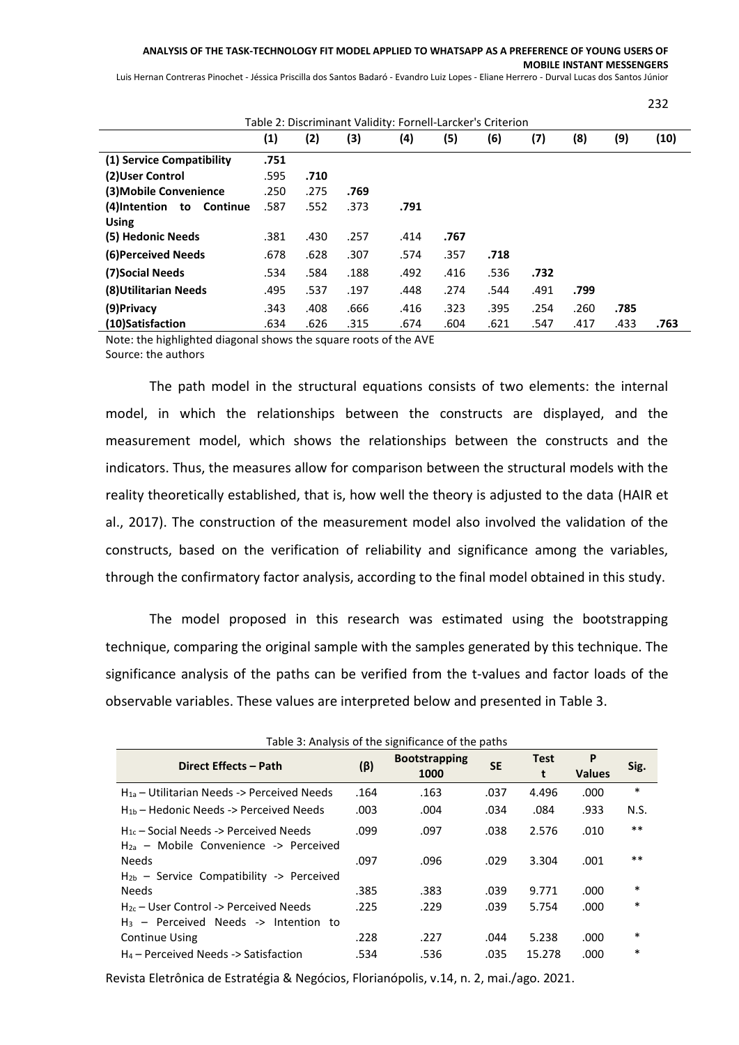Table 2: Discriminant Validity: Fornell-Larcker's Criterion

| | (1) | (2) | (3) | (4) | (5) | (6) | (7) | (8) | (9) | (10) |
|---|---|---|---|---|---|---|---|---|---|---|
| **(1) Service Compatibility** | **.751** | | | | | | | | | |
| **(2)User Control** | .595 | **.710** | | | | | | | | |
| **(3)Mobile Convenience** | .250 | .275 | **.769** | | | | | | | |
| **(4)Intention to Continue Using** | .587 | .552 | .373 | **.791** | | | | | | |
| **(5) Hedonic Needs** | .381 | .430 | .257 | .414 | **.767** | | | | | |
| **(6)Perceived Needs** | .678 | .628 | .307 | .574 | .357 | **.718** | | | | |
| **(7)Social Needs** | .534 | .584 | .188 | .492 | .416 | .536 | **.732** | | | |
| **(8)Utilitarian Needs** | .495 | .537 | .197 | .448 | .274 | .544 | .491 | **.799** | | |
| **(9)Privacy** | .343 | .408 | .666 | .416 | .323 | .395 | .254 | .260 | **.785** | |
| **(10)Satisfaction** | .634 | .626 | .315 | .674 | .604 | .621 | .547 | .417 | .433 | **.763** |

Note: the highlighted diagonal shows the square roots of the AVE
Source: the authors

The path model in the structural equations consists of two elements: the internal model, in which the relationships between the constructs are displayed, and the measurement model, which shows the relationships between the constructs and the indicators. Thus, the measures allow for comparison between the structural models with the reality theoretically established, that is, how well the theory is adjusted to the data (HAIR et al., 2017). The construction of the measurement model also involved the validation of the constructs, based on the verification of reliability and significance among the variables, through the confirmatory factor analysis, according to the final model obtained in this study.

The model proposed in this research was estimated using the bootstrapping technique, comparing the original sample with the samples generated by this technique. The significance analysis of the paths can be verified from the t-values and factor loads of the observable variables. These values are interpreted below and presented in Table 3.

Table 3: Analysis of the significance of the paths

| Direct Effects – Path | (β) | Bootstrapping 1000 | SE | Test t | P Values | Sig. |
|---|---|---|---|---|---|---|
| $H_{1a}$ – Utilitarian Needs -> Perceived Needs | .164 | .163 | .037 | 4.496 | .000 | * |
| $H_{1b}$ – Hedonic Needs -> Perceived Needs | .003 | .004 | .034 | .084 | .933 | N.S. |
| $H_{1c}$ – Social Needs -> Perceived Needs | .099 | .097 | .038 | 2.576 | .010 | ** |
| $H_{2a}$ – Mobile Convenience -> Perceived Needs | .097 | .096 | .029 | 3.304 | .001 | ** |
| $H_{2b}$ – Service Compatibility -> Perceived Needs | .385 | .383 | .039 | 9.771 | .000 | * |
| $H_{2c}$ – User Control -> Perceived Needs | .225 | .229 | .039 | 5.754 | .000 | * |
| $H_3$ – Perceived Needs -> Intention to Continue Using | .228 | .227 | .044 | 5.238 | .000 | * |
| $H_4$ – Perceived Needs -> Satisfaction | .534 | .536 | .035 | 15.278 | .000 | * |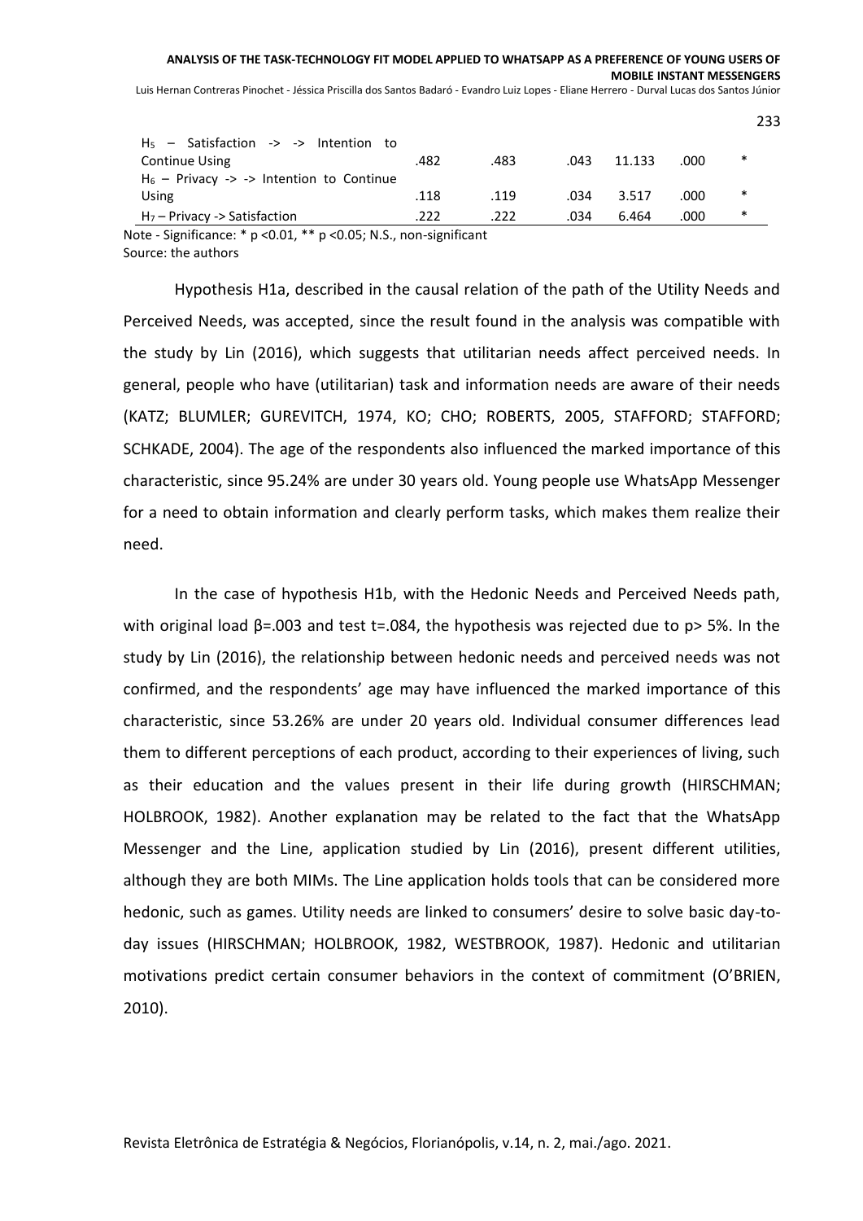| | | | | | | |
|---|---|---|---|---|---|---|
| $H_5$ – Satisfaction -> -> Intention to Continue Using | .482 | .483 | .043 | 11.133 | .000 | * |
| $H_6$ – Privacy -> -> Intention to Continue Using | .118 | .119 | .034 | 3.517 | .000 | * |
| $H_7$ – Privacy -> Satisfaction | .222 | .222 | .034 | 6.464 | .000 | * |

Note - Significance: * p <0.01, ** p <0.05; N.S., non-significant
Source: the authors

Hypothesis H1a, described in the causal relation of the path of the Utility Needs and Perceived Needs, was accepted, since the result found in the analysis was compatible with the study by Lin (2016), which suggests that utilitarian needs affect perceived needs. In general, people who have (utilitarian) task and information needs are aware of their needs (KATZ; BLUMLER; GUREVITCH, 1974, KO; CHO; ROBERTS, 2005, STAFFORD; STAFFORD; SCHKADE, 2004). The age of the respondents also influenced the marked importance of this characteristic, since 95.24% are under 30 years old. Young people use WhatsApp Messenger for a need to obtain information and clearly perform tasks, which makes them realize their need.

In the case of hypothesis H1b, with the Hedonic Needs and Perceived Needs path, with original load β=.003 and test t=.084, the hypothesis was rejected due to p> 5%. In the study by Lin (2016), the relationship between hedonic needs and perceived needs was not confirmed, and the respondents' age may have influenced the marked importance of this characteristic, since 53.26% are under 20 years old. Individual consumer differences lead them to different perceptions of each product, according to their experiences of living, such as their education and the values present in their life during growth (HIRSCHMAN; HOLBROOK, 1982). Another explanation may be related to the fact that the WhatsApp Messenger and the Line, application studied by Lin (2016), present different utilities, although they are both MIMs. The Line application holds tools that can be considered more hedonic, such as games. Utility needs are linked to consumers' desire to solve basic day-to-day issues (HIRSCHMAN; HOLBROOK, 1982, WESTBROOK, 1987). Hedonic and utilitarian motivations predict certain consumer behaviors in the context of commitment (O'BRIEN, 2010).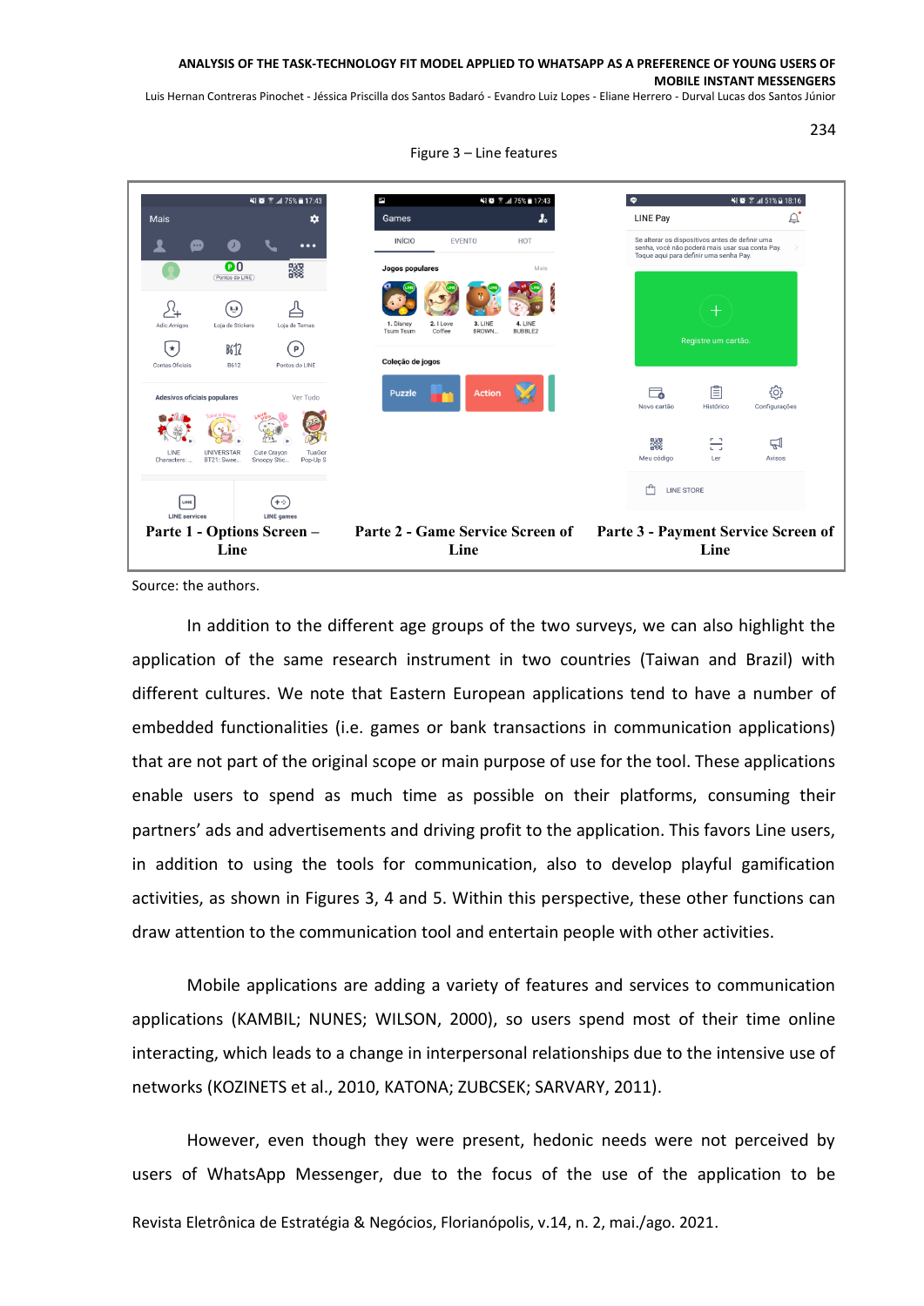Figure 3 – Line features

Parte 1 - Options Screen – Line

Parte 2 - Game Service Screen of Line

Parte 3 - Payment Service Screen of Line

Source: the authors.

In addition to the different age groups of the two surveys, we can also highlight the application of the same research instrument in two countries (Taiwan and Brazil) with different cultures. We note that Eastern European applications tend to have a number of embedded functionalities (i.e. games or bank transactions in communication applications) that are not part of the original scope or main purpose of use for the tool. These applications enable users to spend as much time as possible on their platforms, consuming their partners' ads and advertisements and driving profit to the application. This favors Line users, in addition to using the tools for communication, also to develop playful gamification activities, as shown in Figures 3, 4 and 5. Within this perspective, these other functions can draw attention to the communication tool and entertain people with other activities.

Mobile applications are adding a variety of features and services to communication applications (KAMBIL; NUNES; WILSON, 2000), so users spend most of their time online interacting, which leads to a change in interpersonal relationships due to the intensive use of networks (KOZINETS et al., 2010, KATONA; ZUBCSEK; SARVARY, 2011).

However, even though they were present, hedonic needs were not perceived by users of WhatsApp Messenger, due to the focus of the use of the application to be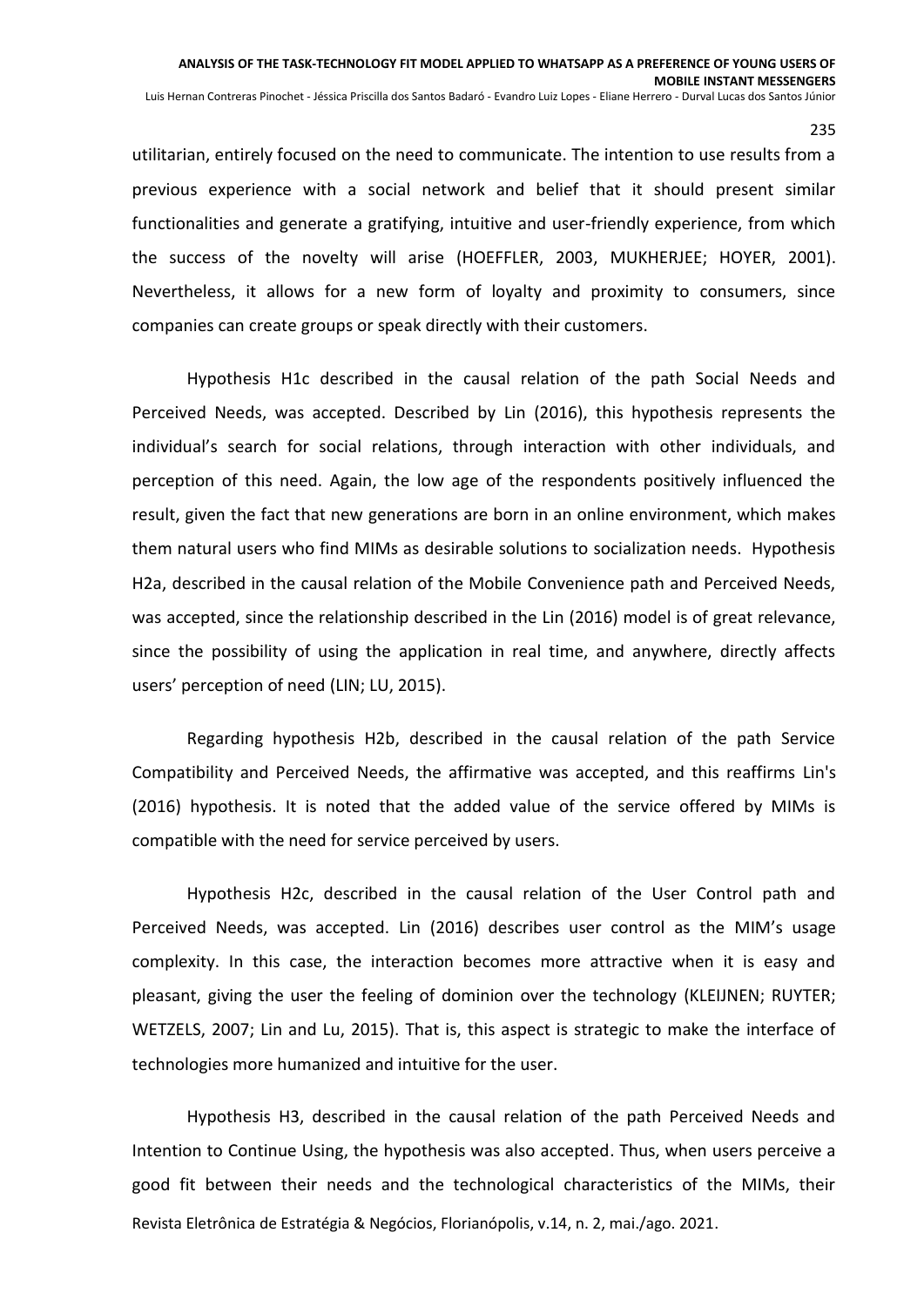utilitarian, entirely focused on the need to communicate. The intention to use results from a previous experience with a social network and belief that it should present similar functionalities and generate a gratifying, intuitive and user-friendly experience, from which the success of the novelty will arise (HOEFFLER, 2003, MUKHERJEE; HOYER, 2001). Nevertheless, it allows for a new form of loyalty and proximity to consumers, since companies can create groups or speak directly with their customers.

Hypothesis H1c described in the causal relation of the path Social Needs and Perceived Needs, was accepted. Described by Lin (2016), this hypothesis represents the individual's search for social relations, through interaction with other individuals, and perception of this need. Again, the low age of the respondents positively influenced the result, given the fact that new generations are born in an online environment, which makes them natural users who find MIMs as desirable solutions to socialization needs. Hypothesis H2a, described in the causal relation of the Mobile Convenience path and Perceived Needs, was accepted, since the relationship described in the Lin (2016) model is of great relevance, since the possibility of using the application in real time, and anywhere, directly affects users' perception of need (LIN; LU, 2015).

Regarding hypothesis H2b, described in the causal relation of the path Service Compatibility and Perceived Needs, the affirmative was accepted, and this reaffirms Lin's (2016) hypothesis. It is noted that the added value of the service offered by MIMs is compatible with the need for service perceived by users.

Hypothesis H2c, described in the causal relation of the User Control path and Perceived Needs, was accepted. Lin (2016) describes user control as the MIM's usage complexity. In this case, the interaction becomes more attractive when it is easy and pleasant, giving the user the feeling of dominion over the technology (KLEIJNEN; RUYTER; WETZELS, 2007; Lin and Lu, 2015). That is, this aspect is strategic to make the interface of technologies more humanized and intuitive for the user.

Hypothesis H3, described in the causal relation of the path Perceived Needs and Intention to Continue Using, the hypothesis was also accepted. Thus, when users perceive a good fit between their needs and the technological characteristics of the MIMs, their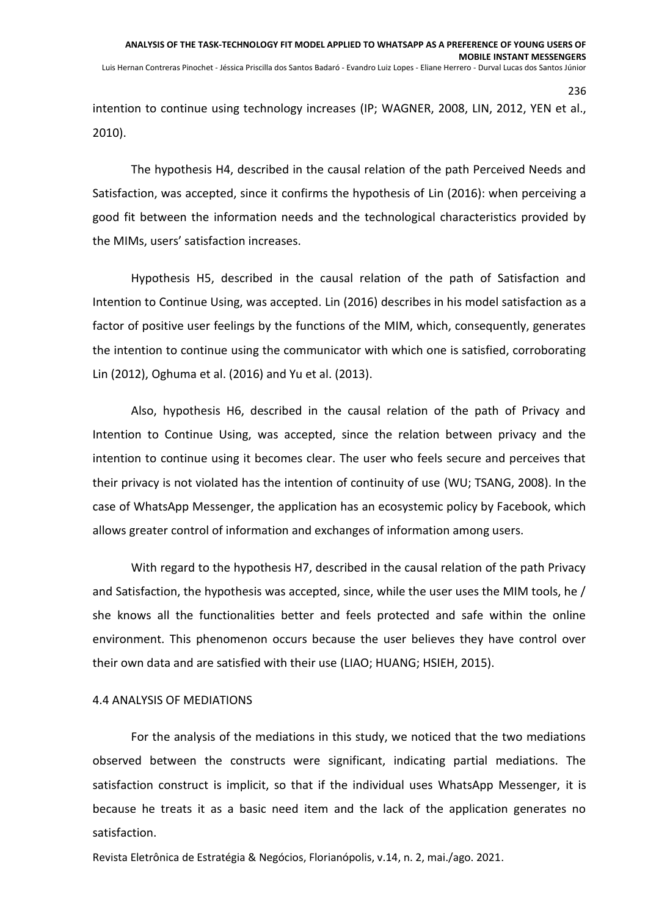intention to continue using technology increases (IP; WAGNER, 2008, LIN, 2012, YEN et al., 2010).

The hypothesis H4, described in the causal relation of the path Perceived Needs and Satisfaction, was accepted, since it confirms the hypothesis of Lin (2016): when perceiving a good fit between the information needs and the technological characteristics provided by the MIMs, users' satisfaction increases.

Hypothesis H5, described in the causal relation of the path of Satisfaction and Intention to Continue Using, was accepted. Lin (2016) describes in his model satisfaction as a factor of positive user feelings by the functions of the MIM, which, consequently, generates the intention to continue using the communicator with which one is satisfied, corroborating Lin (2012), Oghuma et al. (2016) and Yu et al. (2013).

Also, hypothesis H6, described in the causal relation of the path of Privacy and Intention to Continue Using, was accepted, since the relation between privacy and the intention to continue using it becomes clear. The user who feels secure and perceives that their privacy is not violated has the intention of continuity of use (WU; TSANG, 2008). In the case of WhatsApp Messenger, the application has an ecosystemic policy by Facebook, which allows greater control of information and exchanges of information among users.

With regard to the hypothesis H7, described in the causal relation of the path Privacy and Satisfaction, the hypothesis was accepted, since, while the user uses the MIM tools, he / she knows all the functionalities better and feels protected and safe within the online environment. This phenomenon occurs because the user believes they have control over their own data and are satisfied with their use (LIAO; HUANG; HSIEH, 2015).

## 4.4 ANALYSIS OF MEDIATIONS

For the analysis of the mediations in this study, we noticed that the two mediations observed between the constructs were significant, indicating partial mediations. The satisfaction construct is implicit, so that if the individual uses WhatsApp Messenger, it is because he treats it as a basic need item and the lack of the application generates no satisfaction.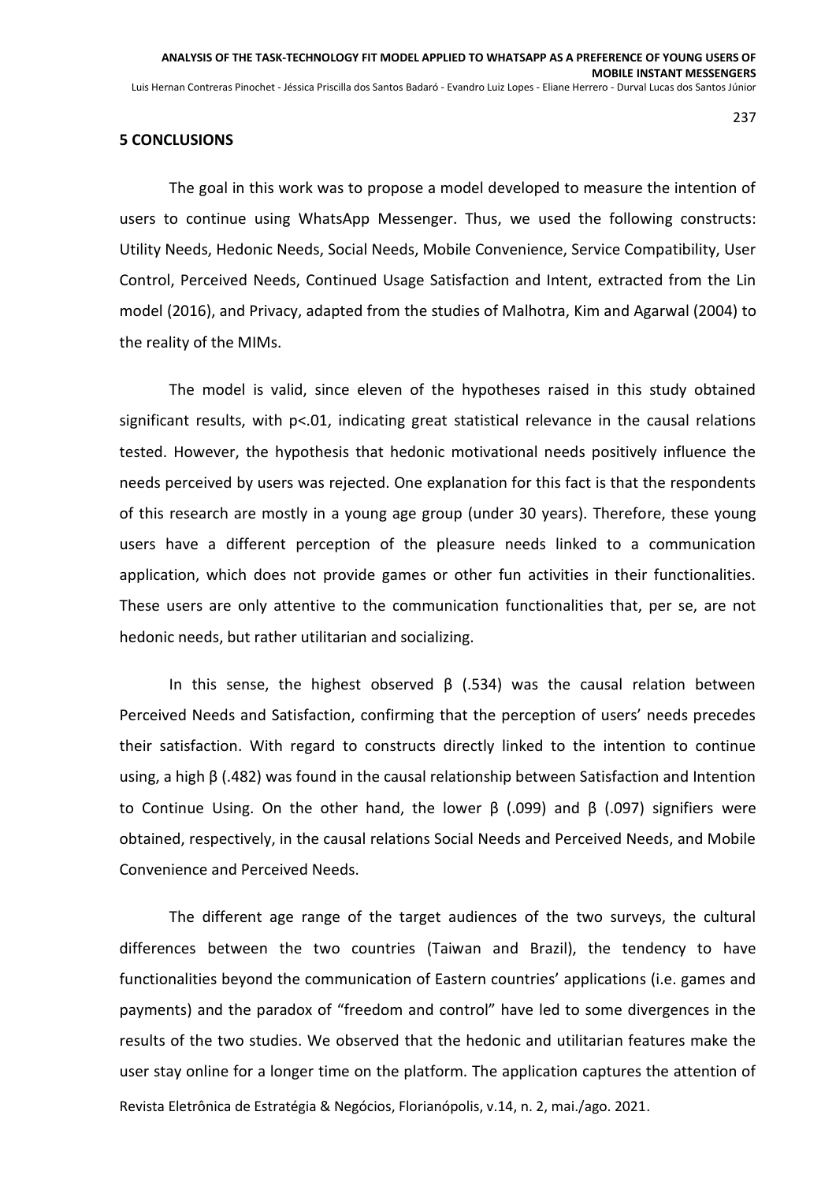## 5 CONCLUSIONS

The goal in this work was to propose a model developed to measure the intention of users to continue using WhatsApp Messenger. Thus, we used the following constructs: Utility Needs, Hedonic Needs, Social Needs, Mobile Convenience, Service Compatibility, User Control, Perceived Needs, Continued Usage Satisfaction and Intent, extracted from the Lin model (2016), and Privacy, adapted from the studies of Malhotra, Kim and Agarwal (2004) to the reality of the MIMs.

The model is valid, since eleven of the hypotheses raised in this study obtained significant results, with $p<.01$, indicating great statistical relevance in the causal relations tested. However, the hypothesis that hedonic motivational needs positively influence the needs perceived by users was rejected. One explanation for this fact is that the respondents of this research are mostly in a young age group (under 30 years). Therefore, these young users have a different perception of the pleasure needs linked to a communication application, which does not provide games or other fun activities in their functionalities. These users are only attentive to the communication functionalities that, per se, are not hedonic needs, but rather utilitarian and socializing.

In this sense, the highest observed $\beta$ (.534) was the causal relation between Perceived Needs and Satisfaction, confirming that the perception of users' needs precedes their satisfaction. With regard to constructs directly linked to the intention to continue using, a high $\beta$ (.482) was found in the causal relationship between Satisfaction and Intention to Continue Using. On the other hand, the lower $\beta$ (.099) and $\beta$ (.097) signifiers were obtained, respectively, in the causal relations Social Needs and Perceived Needs, and Mobile Convenience and Perceived Needs.

The different age range of the target audiences of the two surveys, the cultural differences between the two countries (Taiwan and Brazil), the tendency to have functionalities beyond the communication of Eastern countries' applications (i.e. games and payments) and the paradox of "freedom and control" have led to some divergences in the results of the two studies. We observed that the hedonic and utilitarian features make the user stay online for a longer time on the platform. The application captures the attention of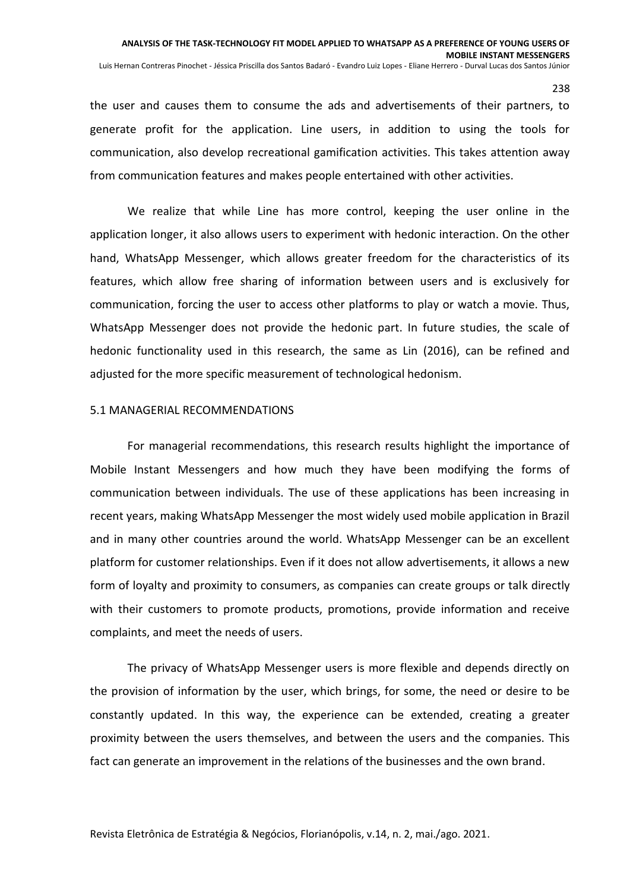the user and causes them to consume the ads and advertisements of their partners, to generate profit for the application. Line users, in addition to using the tools for communication, also develop recreational gamification activities. This takes attention away from communication features and makes people entertained with other activities.

We realize that while Line has more control, keeping the user online in the application longer, it also allows users to experiment with hedonic interaction. On the other hand, WhatsApp Messenger, which allows greater freedom for the characteristics of its features, which allow free sharing of information between users and is exclusively for communication, forcing the user to access other platforms to play or watch a movie. Thus, WhatsApp Messenger does not provide the hedonic part. In future studies, the scale of hedonic functionality used in this research, the same as Lin (2016), can be refined and adjusted for the more specific measurement of technological hedonism.

## 5.1 MANAGERIAL RECOMMENDATIONS

For managerial recommendations, this research results highlight the importance of Mobile Instant Messengers and how much they have been modifying the forms of communication between individuals. The use of these applications has been increasing in recent years, making WhatsApp Messenger the most widely used mobile application in Brazil and in many other countries around the world. WhatsApp Messenger can be an excellent platform for customer relationships. Even if it does not allow advertisements, it allows a new form of loyalty and proximity to consumers, as companies can create groups or talk directly with their customers to promote products, promotions, provide information and receive complaints, and meet the needs of users.

The privacy of WhatsApp Messenger users is more flexible and depends directly on the provision of information by the user, which brings, for some, the need or desire to be constantly updated. In this way, the experience can be extended, creating a greater proximity between the users themselves, and between the users and the companies. This fact can generate an improvement in the relations of the businesses and the own brand.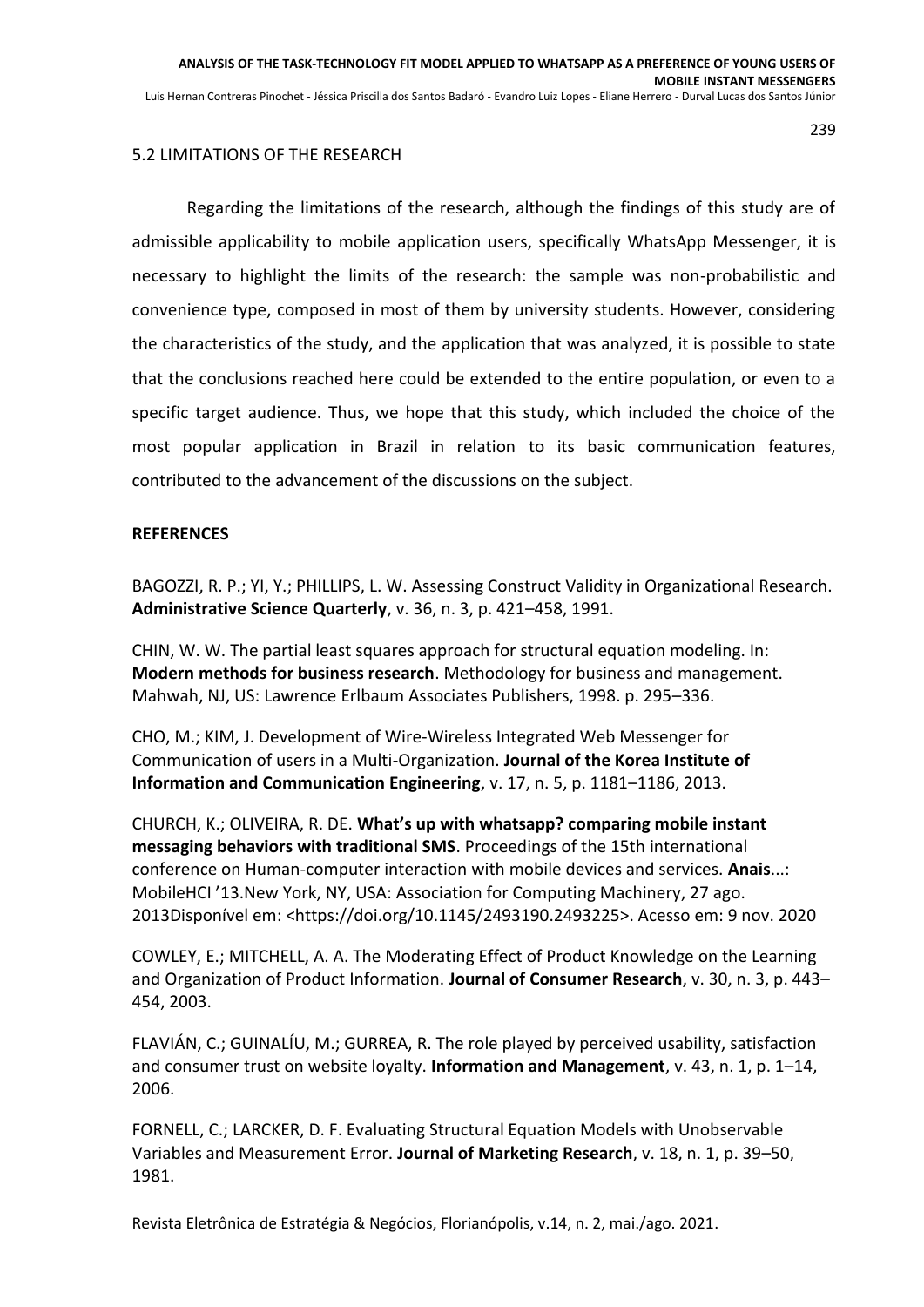## 5.2 LIMITATIONS OF THE RESEARCH

Regarding the limitations of the research, although the findings of this study are of admissible applicability to mobile application users, specifically WhatsApp Messenger, it is necessary to highlight the limits of the research: the sample was non-probabilistic and convenience type, composed in most of them by university students. However, considering the characteristics of the study, and the application that was analyzed, it is possible to state that the conclusions reached here could be extended to the entire population, or even to a specific target audience. Thus, we hope that this study, which included the choice of the most popular application in Brazil in relation to its basic communication features, contributed to the advancement of the discussions on the subject.

**REFERENCES**

BAGOZZI, R. P.; YI, Y.; PHILLIPS, L. W. Assessing Construct Validity in Organizational Research. **Administrative Science Quarterly**, v. 36, n. 3, p. 421–458, 1991.

CHIN, W. W. The partial least squares approach for structural equation modeling. In: **Modern methods for business research**. Methodology for business and management. Mahwah, NJ, US: Lawrence Erlbaum Associates Publishers, 1998. p. 295–336.

CHO, M.; KIM, J. Development of Wire-Wireless Integrated Web Messenger for Communication of users in a Multi-Organization. **Journal of the Korea Institute of Information and Communication Engineering**, v. 17, n. 5, p. 1181–1186, 2013.

CHURCH, K.; OLIVEIRA, R. DE. **What's up with whatsapp? comparing mobile instant messaging behaviors with traditional SMS**. Proceedings of the 15th international conference on Human-computer interaction with mobile devices and services. **Anais**...: MobileHCI '13.New York, NY, USA: Association for Computing Machinery, 27 ago. 2013Disponível em: <https://doi.org/10.1145/2493190.2493225>. Acesso em: 9 nov. 2020

COWLEY, E.; MITCHELL, A. A. The Moderating Effect of Product Knowledge on the Learning and Organization of Product Information. **Journal of Consumer Research**, v. 30, n. 3, p. 443–454, 2003.

FLAVIÁN, C.; GUINALÍU, M.; GURREA, R. The role played by perceived usability, satisfaction and consumer trust on website loyalty. **Information and Management**, v. 43, n. 1, p. 1–14, 2006.

FORNELL, C.; LARCKER, D. F. Evaluating Structural Equation Models with Unobservable Variables and Measurement Error. **Journal of Marketing Research**, v. 18, n. 1, p. 39–50, 1981.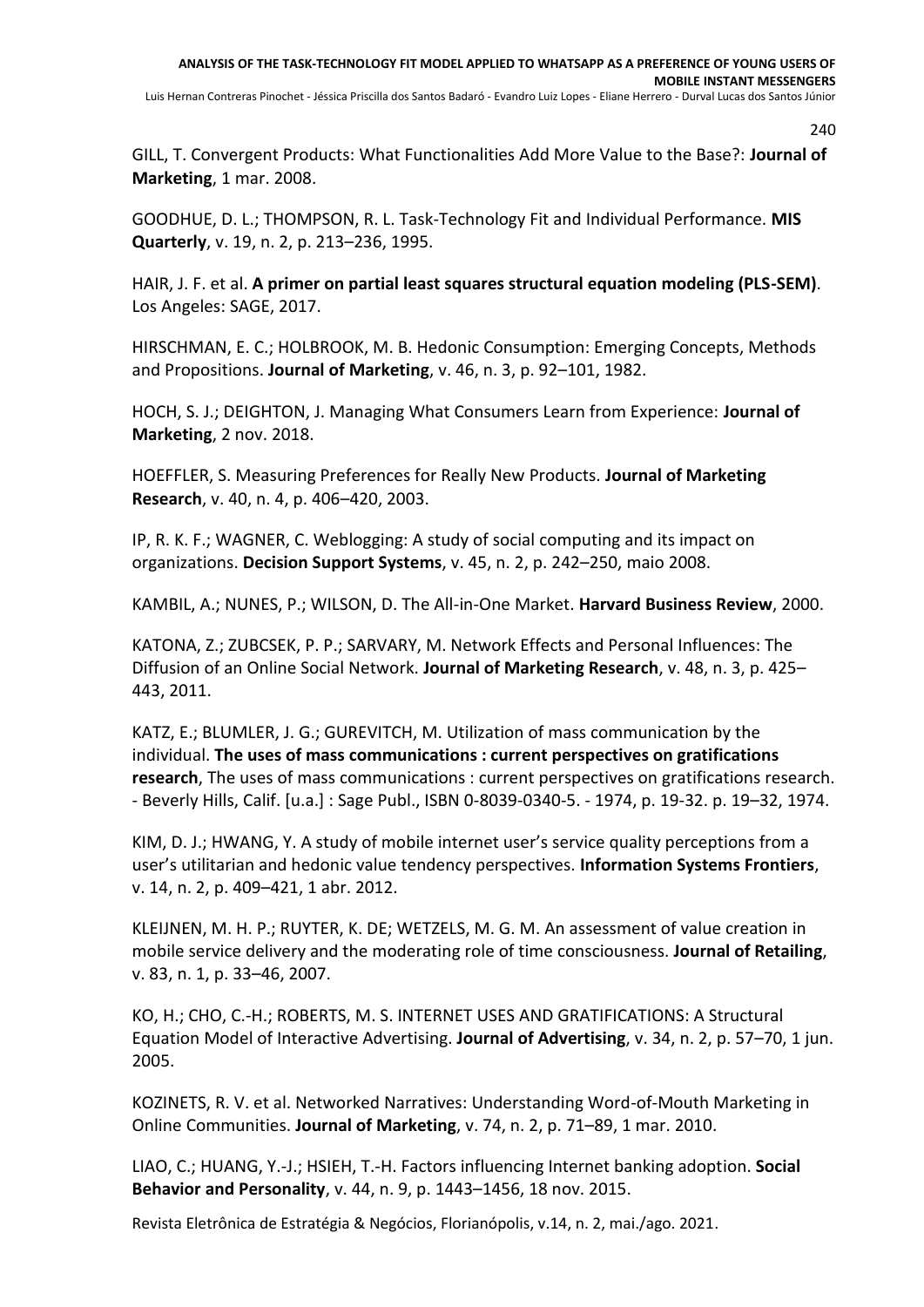GILL, T. Convergent Products: What Functionalities Add More Value to the Base?: **Journal of Marketing**, 1 mar. 2008.

GOODHUE, D. L.; THOMPSON, R. L. Task-Technology Fit and Individual Performance. **MIS Quarterly**, v. 19, n. 2, p. 213–236, 1995.

HAIR, J. F. et al. **A primer on partial least squares structural equation modeling (PLS-SEM)**. Los Angeles: SAGE, 2017.

HIRSCHMAN, E. C.; HOLBROOK, M. B. Hedonic Consumption: Emerging Concepts, Methods and Propositions. **Journal of Marketing**, v. 46, n. 3, p. 92–101, 1982.

HOCH, S. J.; DEIGHTON, J. Managing What Consumers Learn from Experience: **Journal of Marketing**, 2 nov. 2018.

HOEFFLER, S. Measuring Preferences for Really New Products. **Journal of Marketing Research**, v. 40, n. 4, p. 406–420, 2003.

IP, R. K. F.; WAGNER, C. Weblogging: A study of social computing and its impact on organizations. **Decision Support Systems**, v. 45, n. 2, p. 242–250, maio 2008.

KAMBIL, A.; NUNES, P.; WILSON, D. The All-in-One Market. **Harvard Business Review**, 2000.

KATONA, Z.; ZUBCSEK, P. P.; SARVARY, M. Network Effects and Personal Influences: The Diffusion of an Online Social Network. **Journal of Marketing Research**, v. 48, n. 3, p. 425–443, 2011.

KATZ, E.; BLUMLER, J. G.; GUREVITCH, M. Utilization of mass communication by the individual. **The uses of mass communications : current perspectives on gratifications research**, The uses of mass communications : current perspectives on gratifications research. - Beverly Hills, Calif. [u.a.] : Sage Publ., ISBN 0-8039-0340-5. - 1974, p. 19-32. p. 19–32, 1974.

KIM, D. J.; HWANG, Y. A study of mobile internet user's service quality perceptions from a user's utilitarian and hedonic value tendency perspectives. **Information Systems Frontiers**, v. 14, n. 2, p. 409–421, 1 abr. 2012.

KLEIJNEN, M. H. P.; RUYTER, K. DE; WETZELS, M. G. M. An assessment of value creation in mobile service delivery and the moderating role of time consciousness. **Journal of Retailing**, v. 83, n. 1, p. 33–46, 2007.

KO, H.; CHO, C.-H.; ROBERTS, M. S. INTERNET USES AND GRATIFICATIONS: A Structural Equation Model of Interactive Advertising. **Journal of Advertising**, v. 34, n. 2, p. 57–70, 1 jun. 2005.

KOZINETS, R. V. et al. Networked Narratives: Understanding Word-of-Mouth Marketing in Online Communities. **Journal of Marketing**, v. 74, n. 2, p. 71–89, 1 mar. 2010.

LIAO, C.; HUANG, Y.-J.; HSIEH, T.-H. Factors influencing Internet banking adoption. **Social Behavior and Personality**, v. 44, n. 9, p. 1443–1456, 18 nov. 2015.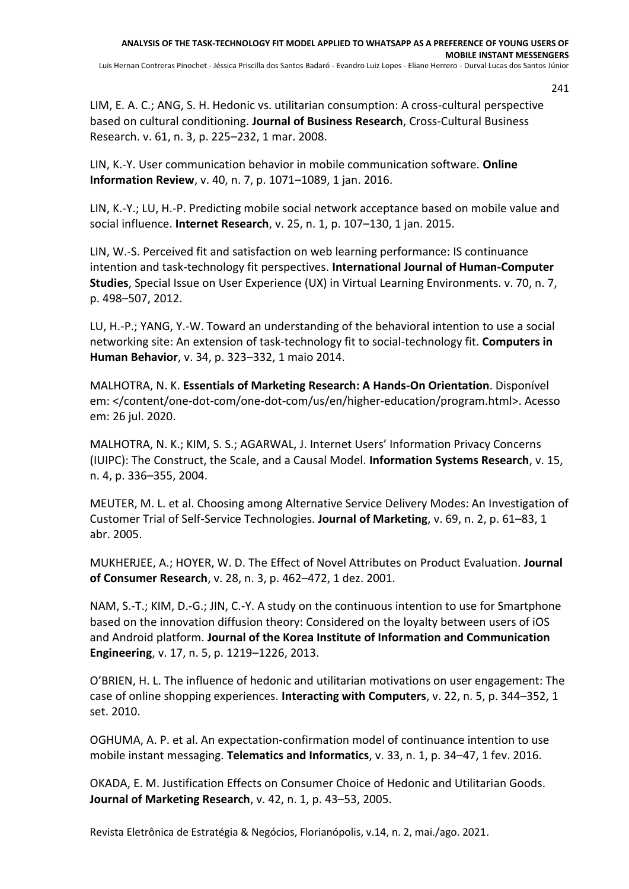LIM, E. A. C.; ANG, S. H. Hedonic vs. utilitarian consumption: A cross-cultural perspective based on cultural conditioning. **Journal of Business Research**, Cross-Cultural Business Research. v. 61, n. 3, p. 225–232, 1 mar. 2008.

LIN, K.-Y. User communication behavior in mobile communication software. **Online Information Review**, v. 40, n. 7, p. 1071–1089, 1 jan. 2016.

LIN, K.-Y.; LU, H.-P. Predicting mobile social network acceptance based on mobile value and social influence. **Internet Research**, v. 25, n. 1, p. 107–130, 1 jan. 2015.

LIN, W.-S. Perceived fit and satisfaction on web learning performance: IS continuance intention and task-technology fit perspectives. **International Journal of Human-Computer Studies**, Special Issue on User Experience (UX) in Virtual Learning Environments. v. 70, n. 7, p. 498–507, 2012.

LU, H.-P.; YANG, Y.-W. Toward an understanding of the behavioral intention to use a social networking site: An extension of task-technology fit to social-technology fit. **Computers in Human Behavior**, v. 34, p. 323–332, 1 maio 2014.

MALHOTRA, N. K. **Essentials of Marketing Research: A Hands-On Orientation**. Disponível em: </content/one-dot-com/one-dot-com/us/en/higher-education/program.html>. Acesso em: 26 jul. 2020.

MALHOTRA, N. K.; KIM, S. S.; AGARWAL, J. Internet Users' Information Privacy Concerns (IUIPC): The Construct, the Scale, and a Causal Model. **Information Systems Research**, v. 15, n. 4, p. 336–355, 2004.

MEUTER, M. L. et al. Choosing among Alternative Service Delivery Modes: An Investigation of Customer Trial of Self-Service Technologies. **Journal of Marketing**, v. 69, n. 2, p. 61–83, 1 abr. 2005.

MUKHERJEE, A.; HOYER, W. D. The Effect of Novel Attributes on Product Evaluation. **Journal of Consumer Research**, v. 28, n. 3, p. 462–472, 1 dez. 2001.

NAM, S.-T.; KIM, D.-G.; JIN, C.-Y. A study on the continuous intention to use for Smartphone based on the innovation diffusion theory: Considered on the loyalty between users of iOS and Android platform. **Journal of the Korea Institute of Information and Communication Engineering**, v. 17, n. 5, p. 1219–1226, 2013.

O'BRIEN, H. L. The influence of hedonic and utilitarian motivations on user engagement: The case of online shopping experiences. **Interacting with Computers**, v. 22, n. 5, p. 344–352, 1 set. 2010.

OGHUMA, A. P. et al. An expectation-confirmation model of continuance intention to use mobile instant messaging. **Telematics and Informatics**, v. 33, n. 1, p. 34–47, 1 fev. 2016.

OKADA, E. M. Justification Effects on Consumer Choice of Hedonic and Utilitarian Goods. **Journal of Marketing Research**, v. 42, n. 1, p. 43–53, 2005.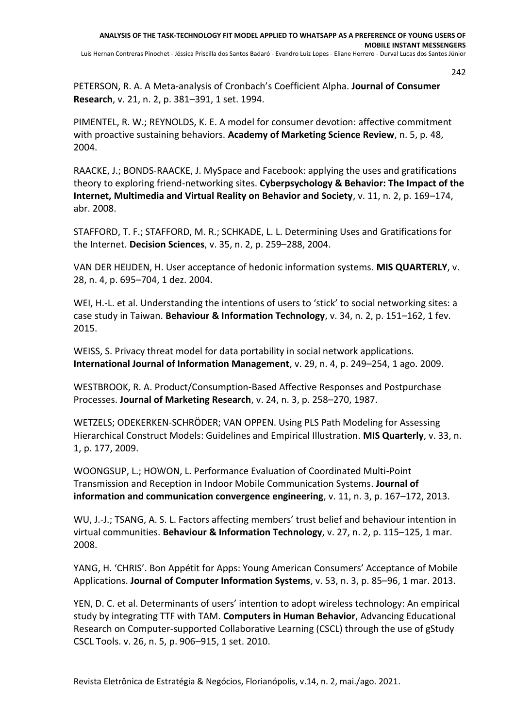PETERSON, R. A. A Meta-analysis of Cronbach's Coefficient Alpha. **Journal of Consumer Research**, v. 21, n. 2, p. 381–391, 1 set. 1994.

PIMENTEL, R. W.; REYNOLDS, K. E. A model for consumer devotion: affective commitment with proactive sustaining behaviors. **Academy of Marketing Science Review**, n. 5, p. 48, 2004.

RAACKE, J.; BONDS-RAACKE, J. MySpace and Facebook: applying the uses and gratifications theory to exploring friend-networking sites. **Cyberpsychology & Behavior: The Impact of the Internet, Multimedia and Virtual Reality on Behavior and Society**, v. 11, n. 2, p. 169–174, abr. 2008.

STAFFORD, T. F.; STAFFORD, M. R.; SCHKADE, L. L. Determining Uses and Gratifications for the Internet. **Decision Sciences**, v. 35, n. 2, p. 259–288, 2004.

VAN DER HEIJDEN, H. User acceptance of hedonic information systems. **MIS QUARTERLY**, v. 28, n. 4, p. 695–704, 1 dez. 2004.

WEI, H.-L. et al. Understanding the intentions of users to 'stick' to social networking sites: a case study in Taiwan. **Behaviour & Information Technology**, v. 34, n. 2, p. 151–162, 1 fev. 2015.

WEISS, S. Privacy threat model for data portability in social network applications. **International Journal of Information Management**, v. 29, n. 4, p. 249–254, 1 ago. 2009.

WESTBROOK, R. A. Product/Consumption-Based Affective Responses and Postpurchase Processes. **Journal of Marketing Research**, v. 24, n. 3, p. 258–270, 1987.

WETZELS; ODEKERKEN-SCHRÖDER; VAN OPPEN. Using PLS Path Modeling for Assessing Hierarchical Construct Models: Guidelines and Empirical Illustration. **MIS Quarterly**, v. 33, n. 1, p. 177, 2009.

WOONGSUP, L.; HOWON, L. Performance Evaluation of Coordinated Multi-Point Transmission and Reception in Indoor Mobile Communication Systems. **Journal of information and communication convergence engineering**, v. 11, n. 3, p. 167–172, 2013.

WU, J.-J.; TSANG, A. S. L. Factors affecting members' trust belief and behaviour intention in virtual communities. **Behaviour & Information Technology**, v. 27, n. 2, p. 115–125, 1 mar. 2008.

YANG, H. 'CHRIS'. Bon Appétit for Apps: Young American Consumers' Acceptance of Mobile Applications. **Journal of Computer Information Systems**, v. 53, n. 3, p. 85–96, 1 mar. 2013.

YEN, D. C. et al. Determinants of users' intention to adopt wireless technology: An empirical study by integrating TTF with TAM. **Computers in Human Behavior**, Advancing Educational Research on Computer-supported Collaborative Learning (CSCL) through the use of gStudy CSCL Tools. v. 26, n. 5, p. 906–915, 1 set. 2010.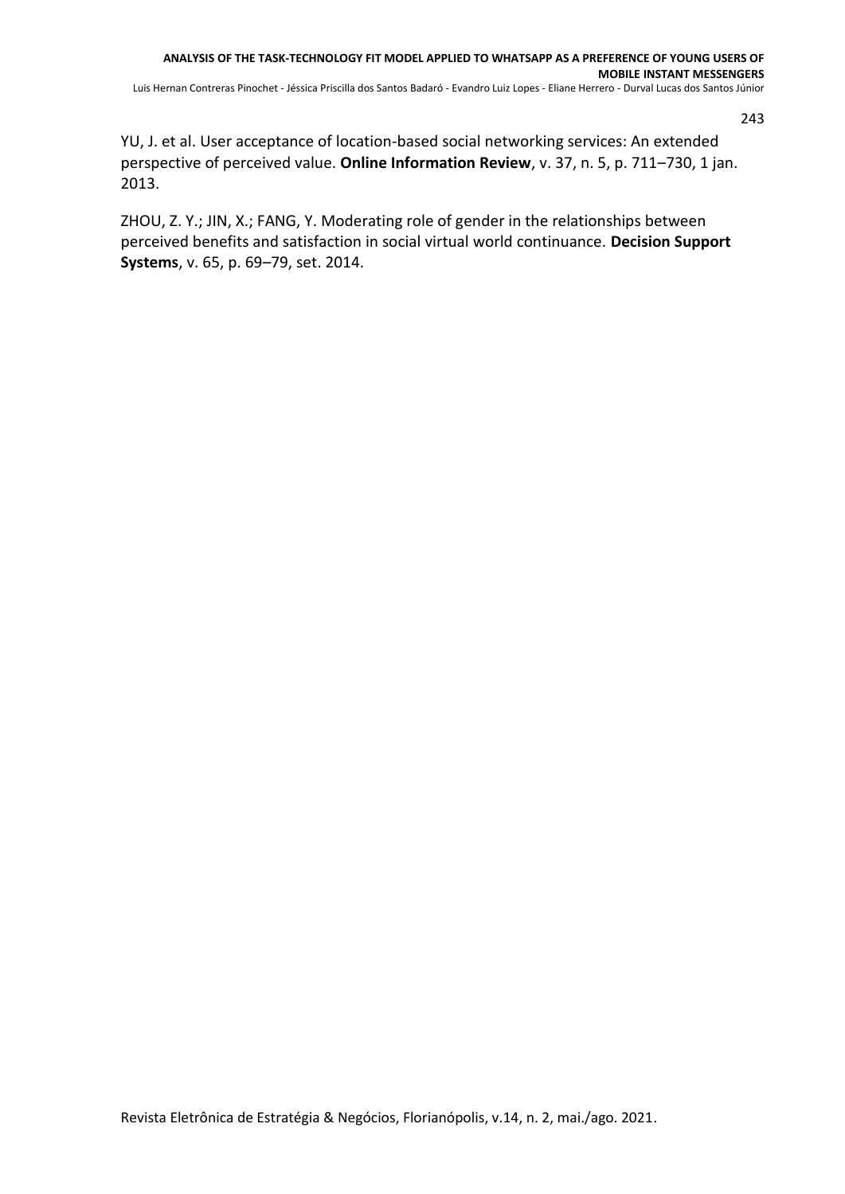YU, J. et al. User acceptance of location-based social networking services: An extended perspective of perceived value. **Online Information Review**, v. 37, n. 5, p. 711–730, 1 jan. 2013.

ZHOU, Z. Y.; JIN, X.; FANG, Y. Moderating role of gender in the relationships between perceived benefits and satisfaction in social virtual world continuance. **Decision Support Systems**, v. 65, p. 69–79, set. 2014.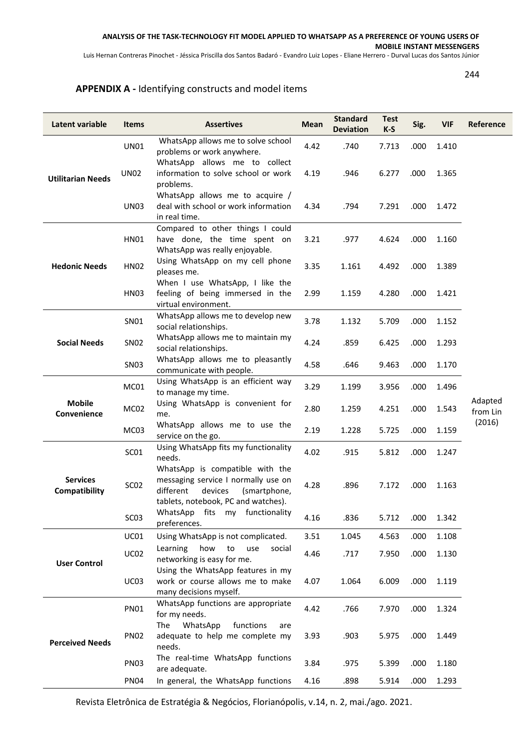## APPENDIX A - Identifying constructs and model items

| Latent variable | Items | Assertives | Mean | Standard Deviation | Test K-S | Sig. | VIF | Reference |
|---|---|---|---|---|---|---|---|---|
| Utilitarian Needs | UN01 | WhatsApp allows me to solve school problems or work anywhere. | 4.42 | .740 | 7.713 | .000 | 1.410 | Adapted from Lin (2016) |
| | UN02 | WhatsApp allows me to collect information to solve school or work problems. | 4.19 | .946 | 6.277 | .000 | 1.365 | |
| | UN03 | WhatsApp allows me to acquire / deal with school or work information in real time. | 4.34 | .794 | 7.291 | .000 | 1.472 | |
| Hedonic Needs | HN01 | Compared to other things I could have done, the time spent on WhatsApp was really enjoyable. | 3.21 | .977 | 4.624 | .000 | 1.160 | |
| | HN02 | Using WhatsApp on my cell phone pleases me. | 3.35 | 1.161 | 4.492 | .000 | 1.389 | |
| | HN03 | When I use WhatsApp, I like the feeling of being immersed in the virtual environment. | 2.99 | 1.159 | 4.280 | .000 | 1.421 | |
| Social Needs | SN01 | WhatsApp allows me to develop new social relationships. | 3.78 | 1.132 | 5.709 | .000 | 1.152 | |
| | SN02 | WhatsApp allows me to maintain my social relationships. | 4.24 | .859 | 6.425 | .000 | 1.293 | |
| | SN03 | WhatsApp allows me to pleasantly communicate with people. | 4.58 | .646 | 9.463 | .000 | 1.170 | |
| Mobile Convenience | MC01 | Using WhatsApp is an efficient way to manage my time. | 3.29 | 1.199 | 3.956 | .000 | 1.496 | |
| | MC02 | Using WhatsApp is convenient for me. | 2.80 | 1.259 | 4.251 | .000 | 1.543 | |
| | MC03 | WhatsApp allows me to use the service on the go. | 2.19 | 1.228 | 5.725 | .000 | 1.159 | |
| Services Compatibility | SC01 | Using WhatsApp fits my functionality needs. | 4.02 | .915 | 5.812 | .000 | 1.247 | |
| | SC02 | WhatsApp is compatible with the messaging service I normally use on different devices (smartphone, tablets, notebook, PC and watches). | 4.28 | .896 | 7.172 | .000 | 1.163 | |
| | SC03 | WhatsApp fits my functionality preferences. | 4.16 | .836 | 5.712 | .000 | 1.342 | |
| User Control | UC01 | Using WhatsApp is not complicated. | 3.51 | 1.045 | 4.563 | .000 | 1.108 | |
| | UC02 | Learning how to use social networking is easy for me. | 4.46 | .717 | 7.950 | .000 | 1.130 | |
| | UC03 | Using the WhatsApp features in my work or course allows me to make many decisions myself. | 4.07 | 1.064 | 6.009 | .000 | 1.119 | |
| Perceived Needs | PN01 | WhatsApp functions are appropriate for my needs. | 4.42 | .766 | 7.970 | .000 | 1.324 | |
| | PN02 | The WhatsApp functions are adequate to help me complete my needs. | 3.93 | .903 | 5.975 | .000 | 1.449 | |
| | PN03 | The real-time WhatsApp functions are adequate. | 3.84 | .975 | 5.399 | .000 | 1.180 | |
| | PN04 | In general, the WhatsApp functions | 4.16 | .898 | 5.914 | .000 | 1.293 | |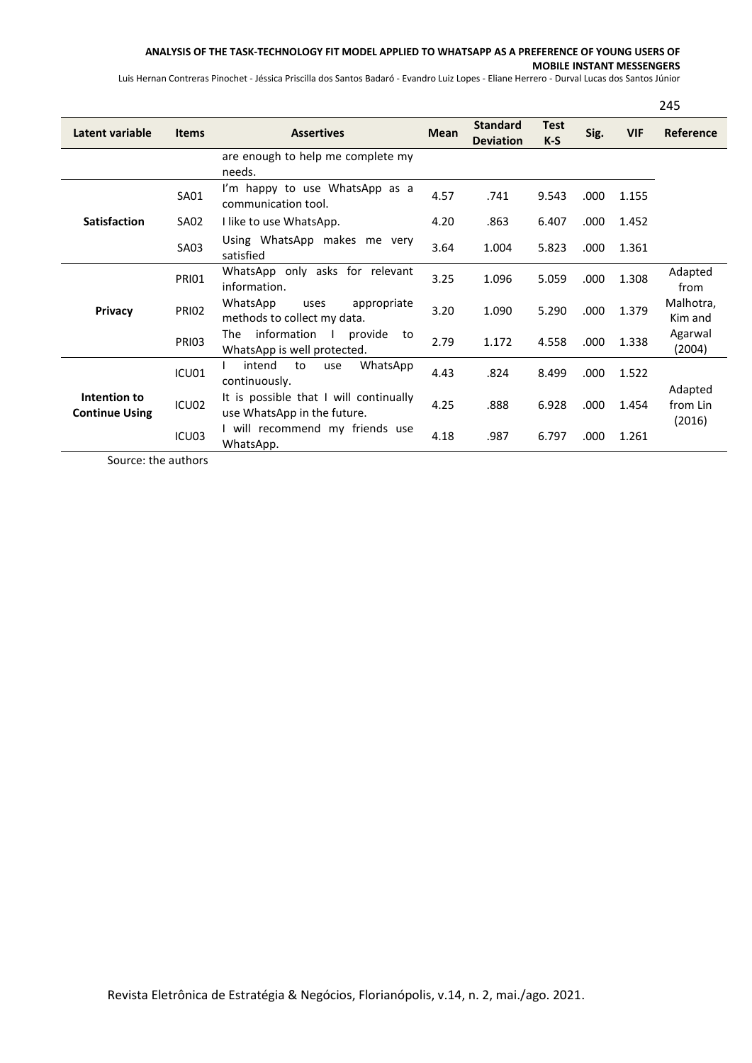| Latent variable | Items | Assertives | Mean | Standard Deviation | Test K-S | Sig. | VIF | Reference |
|---|---|---|---|---|---|---|---|---|
| | | are enough to help me complete my needs. | | | | | | |
| Satisfaction | SA01 | I'm happy to use WhatsApp as a communication tool. | 4.57 | .741 | 9.543 | .000 | 1.155 | |
| | SA02 | I like to use WhatsApp. | 4.20 | .863 | 6.407 | .000 | 1.452 | |
| | SA03 | Using WhatsApp makes me very satisfied | 3.64 | 1.004 | 5.823 | .000 | 1.361 | |
| Privacy | PRI01 | WhatsApp only asks for relevant information. | 3.25 | 1.096 | 5.059 | .000 | 1.308 | Adapted from Malhotra, Kim and Agarwal (2004) |
| | PRI02 | WhatsApp uses appropriate methods to collect my data. | 3.20 | 1.090 | 5.290 | .000 | 1.379 | |
| | PRI03 | The information I provide to WhatsApp is well protected. | 2.79 | 1.172 | 4.558 | .000 | 1.338 | |
| Intention to Continue Using | ICU01 | I intend to use WhatsApp continuously. | 4.43 | .824 | 8.499 | .000 | 1.522 | Adapted from Lin (2016) |
| | ICU02 | It is possible that I will continually use WhatsApp in the future. | 4.25 | .888 | 6.928 | .000 | 1.454 | |
| | ICU03 | I will recommend my friends use WhatsApp. | 4.18 | .987 | 6.797 | .000 | 1.261 | |

Source: the authors